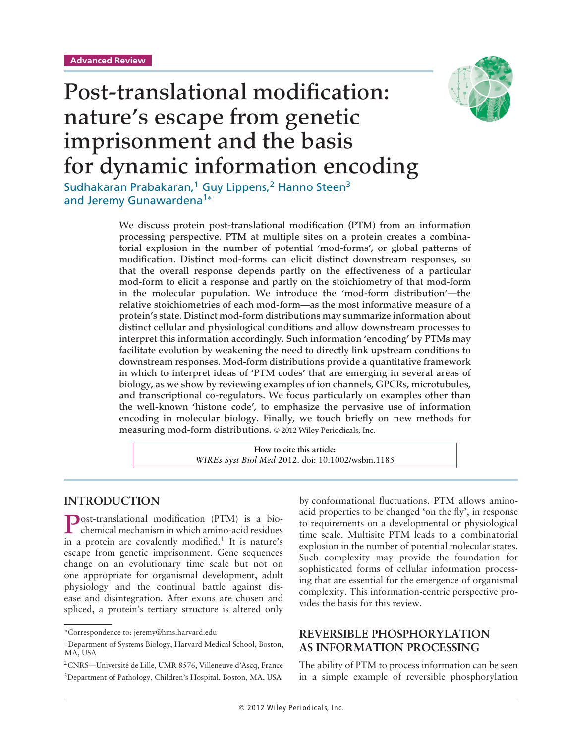Advanced Review

# Post-translational modification: nature's escape from genetic imprisonment and the basis for dynamic information encoding

Sudhakaran Prabakaran,[1] Guy Lippens,[2] Hanno Steen[3] and Jeremy Gunawardena[1]*

We discuss protein post-translational modification (PTM) from an information processing perspective. PTM at multiple sites on a protein creates a combinatorial explosion in the number of potential 'mod-forms', or global patterns of modification. Distinct mod-forms can elicit distinct downstream responses, so that the overall response depends partly on the effectiveness of a particular mod-form to elicit a response and partly on the stoichiometry of that mod-form in the molecular population. We introduce the 'mod-form distribution'—the relative stoichiometries of each mod-form—as the most informative measure of a protein's state. Distinct mod-form distributions may summarize information about distinct cellular and physiological conditions and allow downstream processes to interpret this information accordingly. Such information 'encoding' by PTMs may facilitate evolution by weakening the need to directly link upstream conditions to downstream responses. Mod-form distributions provide a quantitative framework in which to interpret ideas of 'PTM codes' that are emerging in several areas of biology, as we show by reviewing examples of ion channels, GPCRs, microtubules, and transcriptional co-regulators. We focus particularly on examples other than the well-known 'histone code', to emphasize the pervasive use of information encoding in molecular biology. Finally, we touch briefly on new methods for measuring mod-form distributions. © 2012 Wiley Periodicals, Inc.

**How to cite this article:**
*WIREs Syst Biol Med* 2012. doi: 10.1002/wsbm.1185

## INTRODUCTION

Post-translational modification (PTM) is a biochemical mechanism in which amino-acid residues in a protein are covalently modified.[1] It is nature's escape from genetic imprisonment. Gene sequences change on an evolutionary time scale but not on one appropriate for organismal development, adult physiology and the continual battle against disease and disintegration. After exons are chosen and spliced, a protein's tertiary structure is altered only by conformational fluctuations. PTM allows amino-acid properties to be changed 'on the fly', in response to requirements on a developmental or physiological time scale. Multisite PTM leads to a combinatorial explosion in the number of potential molecular states. Such complexity may provide the foundation for sophisticated forms of cellular information processing that are essential for the emergence of organismal complexity. This information-centric perspective provides the basis for this review.

## REVERSIBLE PHOSPHORYLATION AS INFORMATION PROCESSING

The ability of PTM to process information can be seen in a simple example of reversible phosphorylation

*Correspondence to: jeremy@hms.harvard.edu

[1]Department of Systems Biology, Harvard Medical School, Boston, MA, USA

[2]CNRS—Université de Lille, UMR 8576, Villeneuve d'Ascq, France

[3]Department of Pathology, Children's Hospital, Boston, MA, USA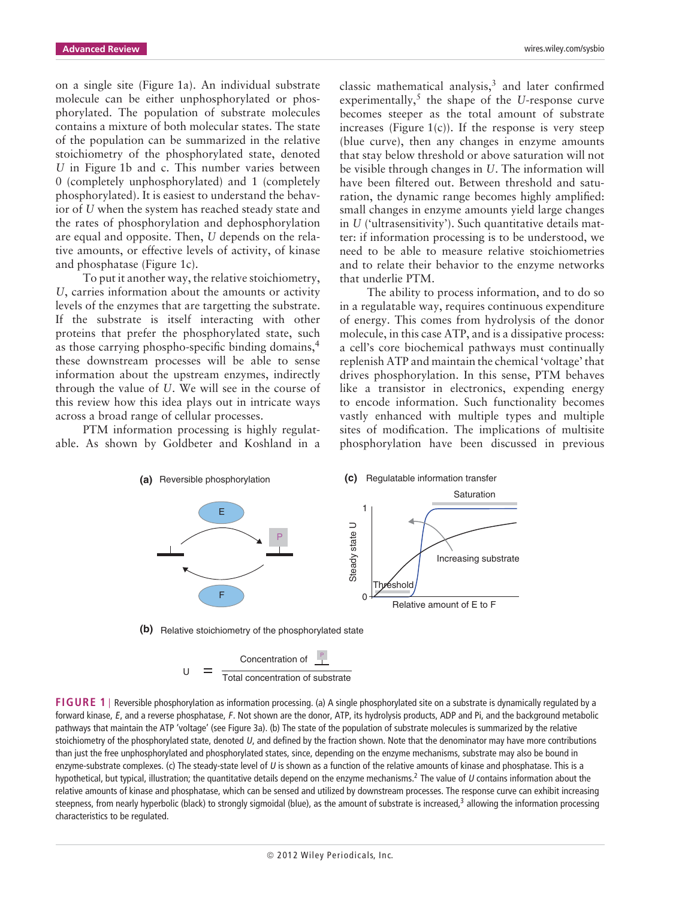on a single site (Figure 1a). An individual substrate molecule can be either unphosphorylated or phosphorylated. The population of substrate molecules contains a mixture of both molecular states. The state of the population can be summarized in the relative stoichiometry of the phosphorylated state, denoted $U$ in Figure 1b and c. This number varies between 0 (completely unphosphorylated) and 1 (completely phosphorylated). It is easiest to understand the behavior of $U$ when the system has reached steady state and the rates of phosphorylation and dephosphorylation are equal and opposite. Then, $U$ depends on the relative amounts, or effective levels of activity, of kinase and phosphatase (Figure 1c).

To put it another way, the relative stoichiometry, $U$, carries information about the amounts or activity levels of the enzymes that are targetting the substrate. If the substrate is itself interacting with other proteins that prefer the phosphorylated state, such as those carrying phospho-specific binding domains,[4] these downstream processes will be able to sense information about the upstream enzymes, indirectly through the value of $U$. We will see in the course of this review how this idea plays out in intricate ways across a broad range of cellular processes.

PTM information processing is highly regulatable. As shown by Goldbeter and Koshland in a classic mathematical analysis,[3] and later confirmed experimentally,[5] the shape of the $U$-response curve becomes steeper as the total amount of substrate increases (Figure 1(c)). If the response is very steep (blue curve), then any changes in enzyme amounts that stay below threshold or above saturation will not be visible through changes in $U$. The information will have been filtered out. Between threshold and saturation, the dynamic range becomes highly amplified: small changes in enzyme amounts yield large changes in $U$ ('ultrasensitivity'). Such quantitative details matter: if information processing is to be understood, we need to be able to measure relative stoichiometries and to relate their behavior to the enzyme networks that underlie PTM.

The ability to process information, and to do so in a regulatable way, requires continuous expenditure of energy. This comes from hydrolysis of the donor molecule, in this case ATP, and is a dissipative process: a cell's core biochemical pathways must continually replenish ATP and maintain the chemical 'voltage' that drives phosphorylation. In this sense, PTM behaves like a transistor in electronics, expending energy to encode information. Such functionality becomes vastly enhanced with multiple types and multiple sites of modification. The implications of multisite phosphorylation have been discussed in previous

(a) Reversible phosphorylation

E

P

F

(c) Regulatable information transfer

Saturation

1

Steady state U

Increasing substrate

Threshold

0

Relative amount of E to F

(b) Relative stoichiometry of the phosphorylated state

$$U = \frac{\text{Concentration of } \text{P}}{\text{Total concentration of substrate}}$$

**FIGURE 1** | Reversible phosphorylation as information processing. (a) A single phosphorylated site on a substrate is dynamically regulated by a forward kinase, $E$, and a reverse phosphatase, $F$. Not shown are the donor, ATP, its hydrolysis products, ADP and Pi, and the background metabolic pathways that maintain the ATP 'voltage' (see Figure 3a). (b) The state of the population of substrate molecules is summarized by the relative stoichiometry of the phosphorylated state, denoted $U$, and defined by the fraction shown. Note that the denominator may have more contributions than just the free unphosphorylated and phosphorylated states, since, depending on the enzyme mechanisms, substrate may also be bound in enzyme-substrate complexes. (c) The steady-state level of $U$ is shown as a function of the relative amounts of kinase and phosphatase. This is a hypothetical, but typical, illustration; the quantitative details depend on the enzyme mechanisms.[2] The value of $U$ contains information about the relative amounts of kinase and phosphatase, which can be sensed and utilized by downstream processes. The response curve can exhibit increasing steepness, from nearly hyperbolic (black) to strongly sigmoidal (blue), as the amount of substrate is increased,[3] allowing the information processing characteristics to be regulated.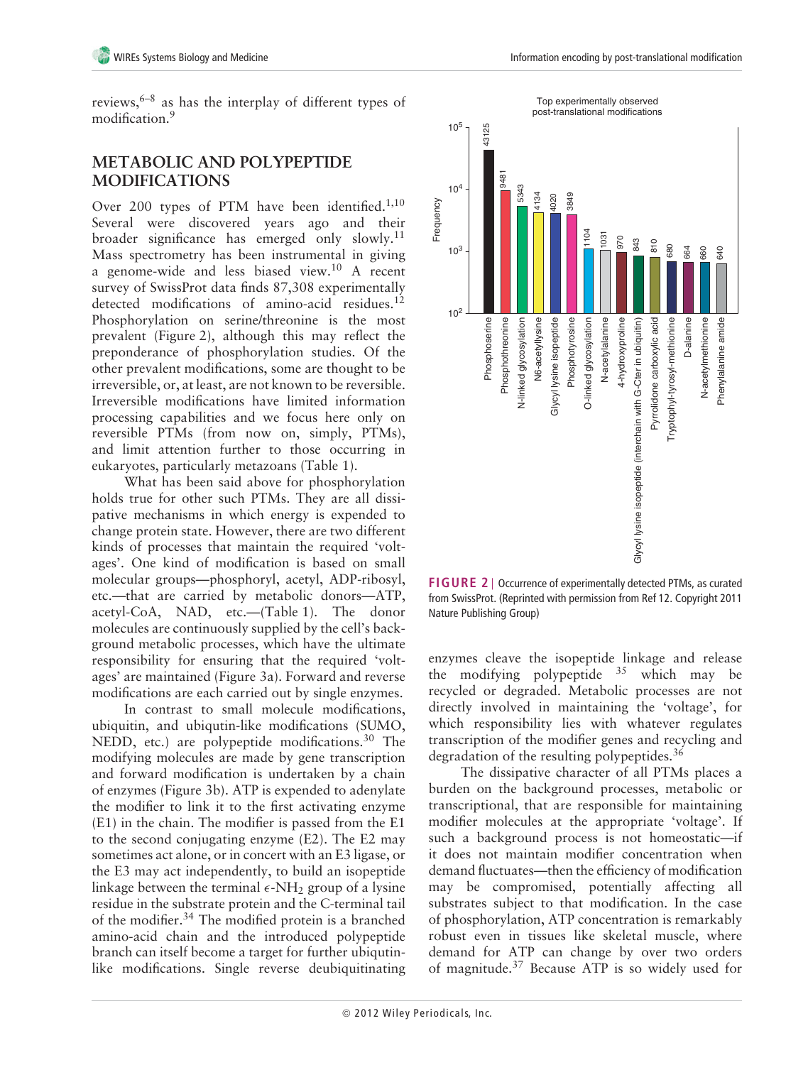reviews,[6–8] as has the interplay of different types of modification.[9]

## METABOLIC AND POLYPEPTIDE MODIFICATIONS

Over 200 types of PTM have been identified.[1,10] Several were discovered years ago and their broader significance has emerged only slowly.[11] Mass spectrometry has been instrumental in giving a genome-wide and less biased view.[10] A recent survey of SwissProt data finds 87,308 experimentally detected modifications of amino-acid residues.[12] Phosphorylation on serine/threonine is the most prevalent (Figure 2), although this may reflect the preponderance of phosphorylation studies. Of the other prevalent modifications, some are thought to be irreversible, or, at least, are not known to be reversible. Irreversible modifications have limited information processing capabilities and we focus here only on reversible PTMs (from now on, simply, PTMs), and limit attention further to those occurring in eukaryotes, particularly metazoans (Table 1).

What has been said above for phosphorylation holds true for other such PTMs. They are all dissipative mechanisms in which energy is expended to change protein state. However, there are two different kinds of processes that maintain the required 'voltages'. One kind of modification is based on small molecular groups—phosphoryl, acetyl, ADP-ribosyl, etc.—that are carried by metabolic donors—ATP, acetyl-CoA, NAD, etc.—(Table 1). The donor molecules are continuously supplied by the cell's background metabolic processes, which have the ultimate responsibility for ensuring that the required 'voltages' are maintained (Figure 3a). Forward and reverse modifications are each carried out by single enzymes.

In contrast to small molecule modifications, ubiquitin, and ubiquitin-like modifications (SUMO, NEDD, etc.) are polypeptide modifications.[30] The modifying molecules are made by gene transcription and forward modification is undertaken by a chain of enzymes (Figure 3b). ATP is expended to adenylate the modifier to link it to the first activating enzyme (E1) in the chain. The modifier is passed from the E1 to the second conjugating enzyme (E2). The E2 may sometimes act alone, or in concert with an E3 ligase, or the E3 may act independently, to build an isopeptide linkage between the terminal $\epsilon$-$NH_2$ group of a lysine residue in the substrate protein and the C-terminal tail of the modifier.[34] The modified protein is a branched amino-acid chain and the introduced polypeptide branch can itself become a target for further ubiquitin-like modifications. Single reverse deubiquitinating enzymes cleave the isopeptide linkage and release the modifying polypeptide [35] which may be recycled or degraded. Metabolic processes are not directly involved in maintaining the 'voltage', for which responsibility lies with whatever regulates transcription of the modifier genes and recycling and degradation of the resulting polypeptides.[36]

The dissipative character of all PTMs places a burden on the background processes, metabolic or transcriptional, that are responsible for maintaining modifier molecules at the appropriate 'voltage'. If such a background process is not homeostatic—if it does not maintain modifier concentration when demand fluctuates—then the efficiency of modification may be compromised, potentially affecting all substrates subject to that modification. In the case of phosphorylation, ATP concentration is remarkably robust even in tissues like skeletal muscle, where demand for ATP can change by over two orders of magnitude.[37] Because ATP is so widely used for

Top experimentally observed post-translational modifications

| Modification | Frequency |
|---|---|
| Phosphoserine | 43125 |
| Phosphothreonine | 9481 |
| N-linked glycosylation | 5343 |
| N6-acetyllysine | 4134 |
| Glycyl lysine isopeptide | 4020 |
| Phosphotyrosine | 3849 |
| O-linked glycosylation | 1104 |
| N-acetylalanine | 1031 |
| 4-hydroxyproline | 970 |
| Glycyl lysine isopeptide (interchain with G-Cter in ubiquitin) | 843 |
| Pyrrolidone carboxylic acid | 810 |
| Tryptophyl-tyrosyl-methionine | 680 |
| D-alanine | 664 |
| N-acetylmethionine | 660 |
| Phenylalanine amide | 640 |

**FIGURE 2** | Occurrence of experimentally detected PTMs, as curated from SwissProt. (Reprinted with permission from Ref 12. Copyright 2011 Nature Publishing Group)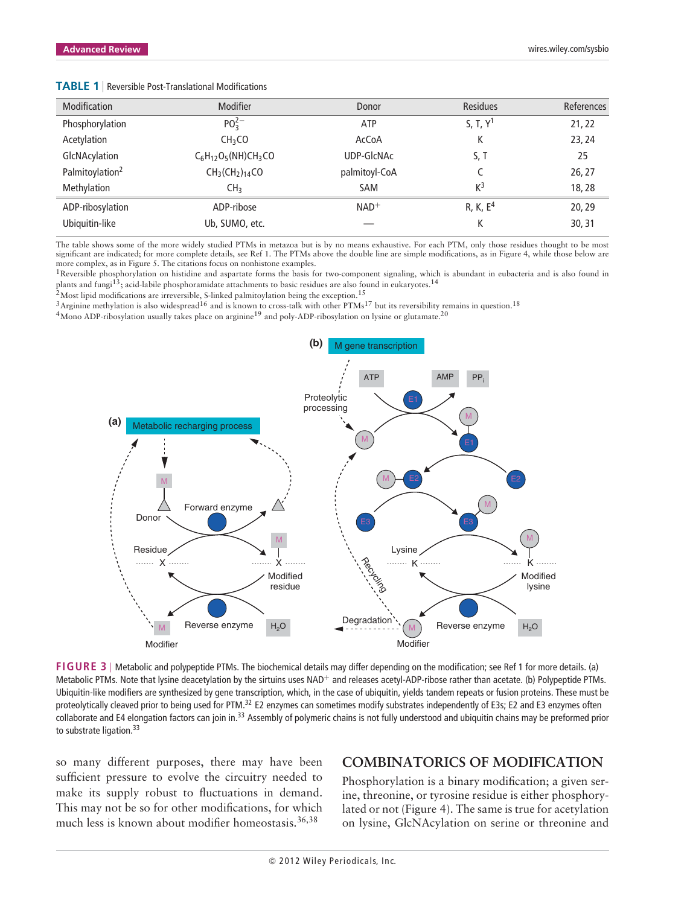**TABLE 1** | Reversible Post-Translational Modifications

| Modification | Modifier | Donor | Residues | References |
|---|---|---|---|---|
| Phosphorylation | $PO_3^{2-}$ | ATP | S, T, Y[1] | 21, 22 |
| Acetylation | $CH_3CO$ | AcCoA | K | 23, 24 |
| GlcNAcylation | $C_6H_{12}O_5(NH)CH_3CO$ | UDP-GlcNAc | S, T | 25 |
| Palmitoylation[2] | $CH_3(CH_2)_{14}CO$ | palmitoyl-CoA | C | 26, 27 |
| Methylation | $CH_3$ | SAM | K[3] | 18, 28 |
| ADP-ribosylation | ADP-ribose | $NAD^+$ | R, K, E[4] | 20, 29 |
| Ubiquitin-like | Ub, SUMO, etc. | — | K | 30, 31 |

The table shows some of the more widely studied PTMs in metazoa but is by no means exhaustive. For each PTM, only those residues thought to be most significant are indicated; for more complete details, see Ref 1. The PTMs above the double line are simple modifications, as in Figure 4, while those below are more complex, as in Figure 5. The citations focus on nonhistone examples.

[1]Reversible phosphorylation on histidine and aspartate forms the basis for two-component signaling, which is abundant in eubacteria and is also found in plants and fungi[13]; acid-labile phosphoramidate attachments to basic residues are also found in eukaryotes.[14]

[2]Most lipid modifications are irreversible, S-linked palmitoylation being the exception.[15]

[3]Arginine methylation is also widespread[16] and is known to cross-talk with other PTMs[17] but its reversibility remains in question.[18]

[4]Mono ADP-ribosylation usually takes place on arginine[19] and poly-ADP-ribosylation on lysine or glutamate.[20]

**FIGURE 3** | Metabolic and polypeptide PTMs. The biochemical details may differ depending on the modification; see Ref 1 for more details. (a) Metabolic PTMs. Note that lysine deacetylation by the sirtuins uses $NAD^+$ and releases acetyl-ADP-ribose rather than acetate. (b) Polypeptide PTMs. Ubiquitin-like modifiers are synthesized by gene transcription, which, in the case of ubiquitin, yields tandem repeats or fusion proteins. These must be proteolytically cleaved prior to being used for PTM.[32] E2 enzymes can sometimes modify substrates independently of E3s; E2 and E3 enzymes often collaborate and E4 elongation factors can join in.[33] Assembly of polymeric chains is not fully understood and ubiquitin chains may be preformed prior to substrate ligation.[33]

so many different purposes, there may have been sufficient pressure to evolve the circuitry needed to make its supply robust to fluctuations in demand. This may not be so for other modifications, for which much less is known about modifier homeostasis.[36,38]

## COMBINATORICS OF MODIFICATION

Phosphorylation is a binary modification; a given serine, threonine, or tyrosine residue is either phosphorylated or not (Figure 4). The same is true for acetylation on lysine, GlcNAcylation on serine or threonine and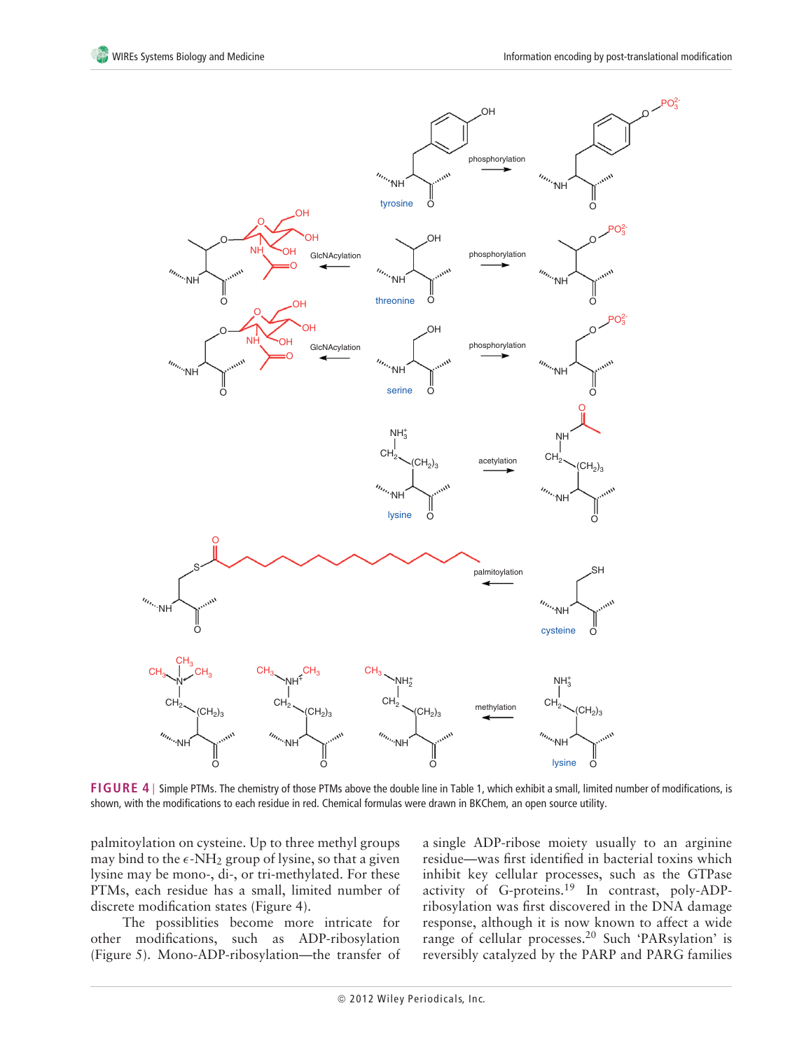FIGURE 4 | Simple PTMs. The chemistry of those PTMs above the double line in Table 1, which exhibit a small, limited number of modifications, is shown, with the modifications to each residue in red. Chemical formulas were drawn in BKChem, an open source utility.

palmitoylation on cysteine. Up to three methyl groups may bind to the $\epsilon$-$NH_2$ group of lysine, so that a given lysine may be mono-, di-, or tri-methylated. For these PTMs, each residue has a small, limited number of discrete modification states (Figure 4).

The possiblities become more intricate for other modifications, such as ADP-ribosylation (Figure 5). Mono-ADP-ribosylation—the transfer of a single ADP-ribose moiety usually to an arginine residue—was first identified in bacterial toxins which inhibit key cellular processes, such as the GTPase activity of G-proteins.[19] In contrast, poly-ADP-ribosylation was first discovered in the DNA damage response, although it is now known to affect a wide range of cellular processes.[20] Such 'PARsylation' is reversibly catalyzed by the PARP and PARG families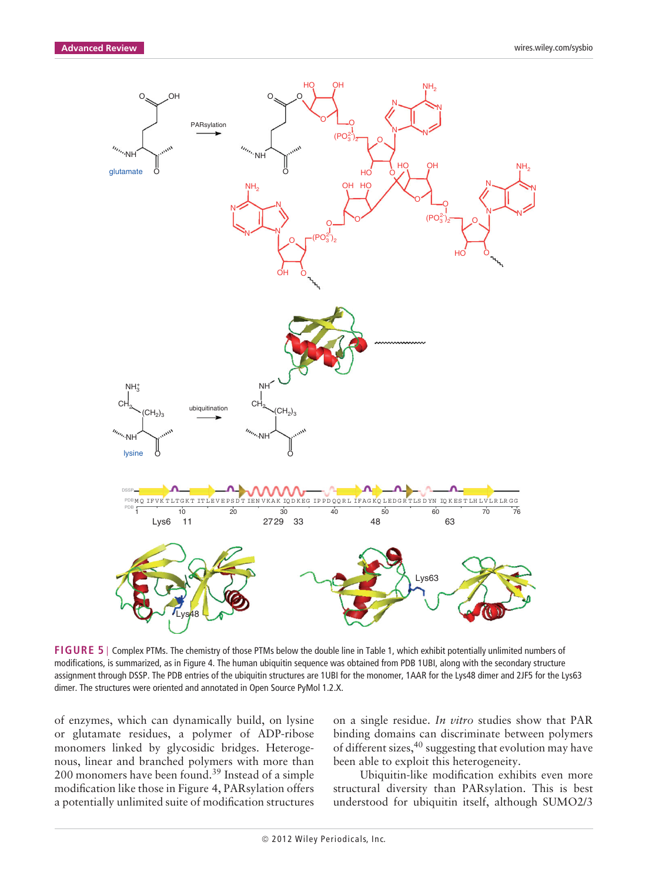**FIGURE 5** | Complex PTMs. The chemistry of those PTMs below the double line in Table 1, which exhibit potentially unlimited numbers of modifications, is summarized, as in Figure 4. The human ubiquitin sequence was obtained from PDB 1UBI, along with the secondary structure assignment through DSSP. The PDB entries of the ubiquitin structures are 1UBI for the monomer, 1AAR for the Lys48 dimer and 2JF5 for the Lys63 dimer. The structures were oriented and annotated in Open Source PyMol 1.2.X.

of enzymes, which can dynamically build, on lysine or glutamate residues, a polymer of ADP-ribose monomers linked by glycosidic bridges. Heterogenous, linear and branched polymers with more than 200 monomers have been found.[39] Instead of a simple modification like those in Figure 4, PARsylation offers a potentially unlimited suite of modification structures on a single residue. *In vitro* studies show that PAR binding domains can discriminate between polymers of different sizes,[40] suggesting that evolution may have been able to exploit this heterogeneity.

Ubiquitin-like modification exhibits even more structural diversity than PARsylation. This is best understood for ubiquitin itself, although SUMO2/3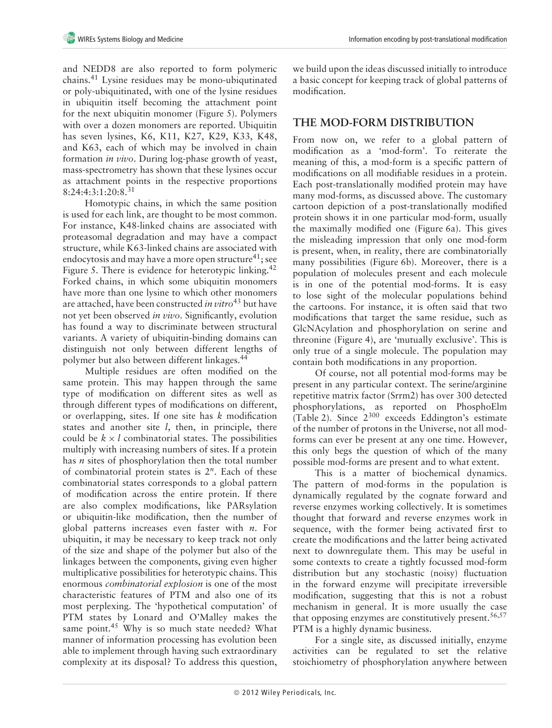and NEDD8 are also reported to form polymeric chains.[41] Lysine residues may be mono-ubiquitinated or poly-ubiquitinated, with one of the lysine residues in ubiquitin itself becoming the attachment point for the next ubiquitin monomer (Figure 5). Polymers with over a dozen monomers are reported. Ubiquitin has seven lysines, K6, K11, K27, K29, K33, K48, and K63, each of which may be involved in chain formation *in vivo*. During log-phase growth of yeast, mass-spectrometry has shown that these lysines occur as attachment points in the respective proportions 8:24:4:3:1:20:8.[31]

Homotypic chains, in which the same position is used for each link, are thought to be most common. For instance, K48-linked chains are associated with proteasomal degradation and may have a compact structure, while K63-linked chains are associated with endocytosis and may have a more open structure[41]; see Figure 5. There is evidence for heterotypic linking.[42] Forked chains, in which some ubiquitin monomers have more than one lysine to which other monomers are attached, have been constructed *in vitro*[43] but have not yet been observed *in vivo*. Significantly, evolution has found a way to discriminate between structural variants. A variety of ubiquitin-binding domains can distinguish not only between different lengths of polymer but also between different linkages.[44]

Multiple residues are often modified on the same protein. This may happen through the same type of modification on different sites as well as through different types of modifications on different, or overlapping, sites. If one site has $k$ modification states and another site $l$, then, in principle, there could be $k \times l$ combinatorial states. The possibilities multiply with increasing numbers of sites. If a protein has $n$ sites of phosphorylation then the total number of combinatorial protein states is $2^n$. Each of these combinatorial states corresponds to a global pattern of modification across the entire protein. If there are also complex modifications, like PARsylation or ubiquitin-like modification, then the number of global patterns increases even faster with $n$. For ubiquitin, it may be necessary to keep track not only of the size and shape of the polymer but also of the linkages between the components, giving even higher multiplicative possibilities for heterotypic chains. This enormous *combinatorial explosion* is one of the most characteristic features of PTM and also one of its most perplexing. The 'hypothetical computation' of PTM states by Lonard and O'Malley makes the same point.[45] Why is so much state needed? What manner of information processing has evolution been able to implement through having such extraordinary complexity at its disposal? To address this question, we build upon the ideas discussed initially to introduce a basic concept for keeping track of global patterns of modification.

## THE MOD-FORM DISTRIBUTION

From now on, we refer to a global pattern of modification as a 'mod-form'. To reiterate the meaning of this, a mod-form is a specific pattern of modifications on all modifiable residues in a protein. Each post-translationally modified protein may have many mod-forms, as discussed above. The customary cartoon depiction of a post-translationally modified protein shows it in one particular mod-form, usually the maximally modified one (Figure 6a). This gives the misleading impression that only one mod-form is present, when, in reality, there are combinatorially many possibilities (Figure 6b). Moreover, there is a population of molecules present and each molecule is in one of the potential mod-forms. It is easy to lose sight of the molecular populations behind the cartoons. For instance, it is often said that two modifications that target the same residue, such as GlcNAcylation and phosphorylation on serine and threonine (Figure 4), are 'mutually exclusive'. This is only true of a single molecule. The population may contain both modifications in any proportion.

Of course, not all potential mod-forms may be present in any particular context. The serine/arginine repetitive matrix factor (Srrm2) has over 300 detected phosphorylations, as reported on PhosphoElm (Table 2). Since $2^{300}$ exceeds Eddington's estimate of the number of protons in the Universe, not all mod-forms can ever be present at any one time. However, this only begs the question of which of the many possible mod-forms are present and to what extent.

This is a matter of biochemical dynamics. The pattern of mod-forms in the population is dynamically regulated by the cognate forward and reverse enzymes working collectively. It is sometimes thought that forward and reverse enzymes work in sequence, with the former being activated first to create the modifications and the latter being activated next to downregulate them. This may be useful in some contexts to create a tightly focussed mod-form distribution but any stochastic (noisy) fluctuation in the forward enzyme will precipitate irreversible modification, suggesting that this is not a robust mechanism in general. It is more usually the case that opposing enzymes are constitutively present.[56,57] PTM is a highly dynamic business.

For a single site, as discussed initially, enzyme activities can be regulated to set the relative stoichiometry of phosphorylation anywhere between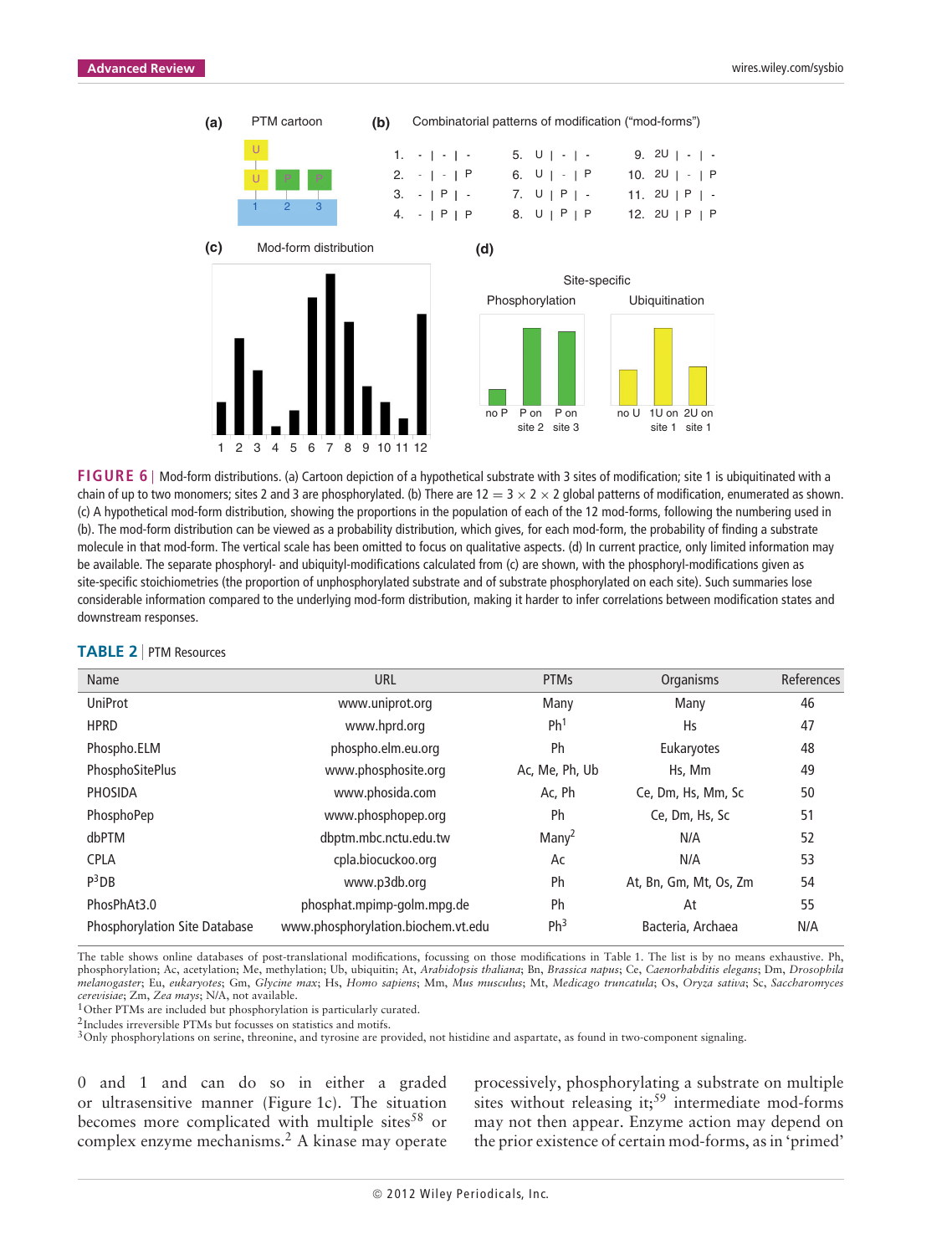**FIGURE 6** | Mod-form distributions. (a) Cartoon depiction of a hypothetical substrate with 3 sites of modification; site 1 is ubiquitinated with a chain of up to two monomers; sites 2 and 3 are phosphorylated. (b) There are $12 = 3 \times 2 \times 2$ global patterns of modification, enumerated as shown. (c) A hypothetical mod-form distribution, showing the proportions in the population of each of the 12 mod-forms, following the numbering used in (b). The mod-form distribution can be viewed as a probability distribution, which gives, for each mod-form, the probability of finding a substrate molecule in that mod-form. The vertical scale has been omitted to focus on qualitative aspects. (d) In current practice, only limited information may be available. The separate phosphoryl- and ubiquityl-modifications calculated from (c) are shown, with the phosphoryl-modifications given as site-specific stoichiometries (the proportion of unphosphorylated substrate and of substrate phosphorylated on each site). Such summaries lose considerable information compared to the underlying mod-form distribution, making it harder to infer correlations between modification states and downstream responses.

**TABLE 2** | PTM Resources

| Name | URL | PTMs | Organisms | References |
|---|---|---|---|---|
| UniProt | www.uniprot.org | Many | Many | 46 |
| HPRD | www.hprd.org | Ph[1] | Hs | 47 |
| Phospho.ELM | phospho.elm.eu.org | Ph | Eukaryotes | 48 |
| PhosphoSitePlus | www.phosphosite.org | Ac, Me, Ph, Ub | Hs, Mm | 49 |
| PHOSIDA | www.phosida.com | Ac, Ph | Ce, Dm, Hs, Mm, Sc | 50 |
| PhosphoPep | www.phosphopep.org | Ph | Ce, Dm, Hs, Sc | 51 |
| dbPTM | dbptm.mbc.nctu.edu.tw | Many[2] | N/A | 52 |
| CPLA | cpla.biocuckoo.org | Ac | N/A | 53 |
| P$^3$DB | www.p3db.org | Ph | At, Bn, Gm, Mt, Os, Zm | 54 |
| PhosPhAt3.0 | phosphat.mpimp-golm.mpg.de | Ph | At | 55 |
| Phosphorylation Site Database | www.phosphorylation.biochem.vt.edu | Ph[3] | Bacteria, Archaea | N/A |

The table shows online databases of post-translational modifications, focussing on those modifications in Table 1. The list is by no means exhaustive. Ph, phosphorylation; Ac, acetylation; Me, methylation; Ub, ubiquitin; At, *Arabidopsis thaliana*; Bn, *Brassica napus*; Ce, *Caenorhabditis elegans*; Dm, *Drosophila melanogaster*; Eu, *eukaryotes*; Gm, *Glycine max*; Hs, *Homo sapiens*; Mm, *Mus musculus*; Mt, *Medicago truncatula*; Os, *Oryza sativa*; Sc, *Saccharomyces cerevisiae*; Zm, *Zea mays*; N/A, not available.

[1]Other PTMs are included but phosphorylation is particularly curated.

[2]Includes irreversible PTMs but focusses on statistics and motifs.

[3]Only phosphorylations on serine, threonine, and tyrosine are provided, not histidine and aspartate, as found in two-component signaling.

0 and 1 and can do so in either a graded or ultrasensitive manner (Figure 1c). The situation becomes more complicated with multiple sites[58] or complex enzyme mechanisms.[2] A kinase may operate processively, phosphorylating a substrate on multiple sites without releasing it;[59] intermediate mod-forms may not then appear. Enzyme action may depend on the prior existence of certain mod-forms, as in 'primed'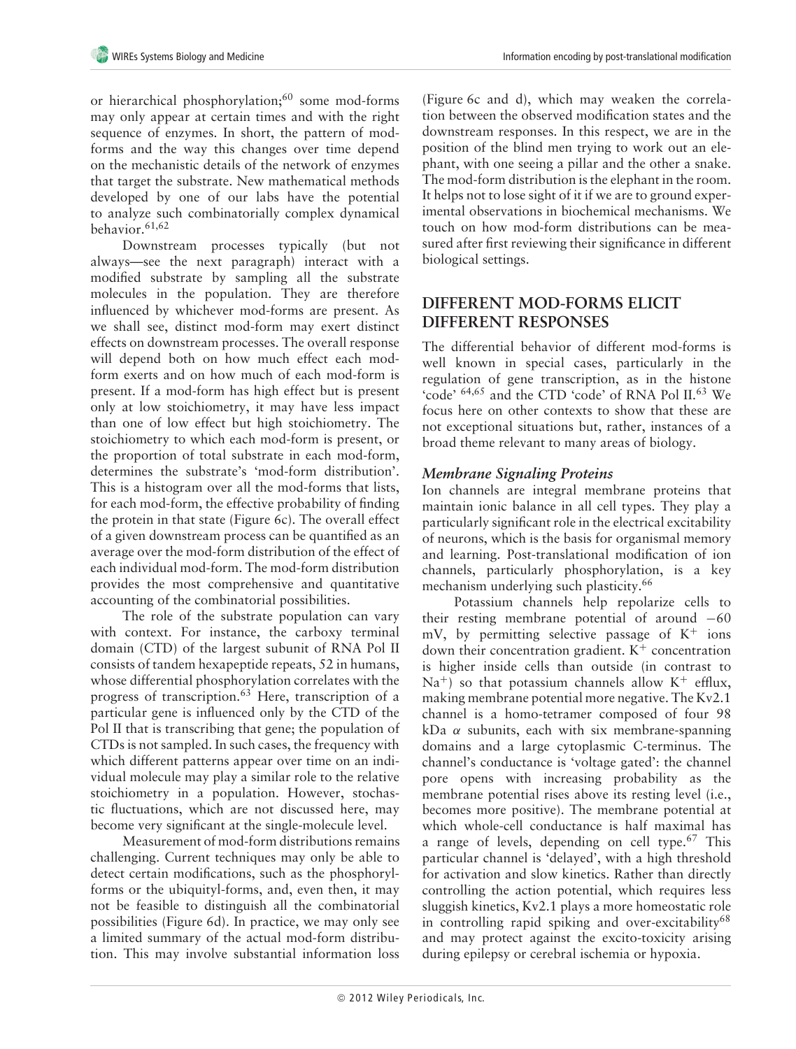or hierarchical phosphorylation;[60] some mod-forms may only appear at certain times and with the right sequence of enzymes. In short, the pattern of mod-forms and the way this changes over time depend on the mechanistic details of the network of enzymes that target the substrate. New mathematical methods developed by one of our labs have the potential to analyze such combinatorially complex dynamical behavior.[61,62]

Downstream processes typically (but not always—see the next paragraph) interact with a modified substrate by sampling all the substrate molecules in the population. They are therefore influenced by whichever mod-forms are present. As we shall see, distinct mod-form may exert distinct effects on downstream processes. The overall response will depend both on how much effect each mod-form exerts and on how much of each mod-form is present. If a mod-form has high effect but is present only at low stoichiometry, it may have less impact than one of low effect but high stoichiometry. The stoichiometry to which each mod-form is present, or the proportion of total substrate in each mod-form, determines the substrate's 'mod-form distribution'. This is a histogram over all the mod-forms that lists, for each mod-form, the effective probability of finding the protein in that state (Figure 6c). The overall effect of a given downstream process can be quantified as an average over the mod-form distribution of the effect of each individual mod-form. The mod-form distribution provides the most comprehensive and quantitative accounting of the combinatorial possibilities.

The role of the substrate population can vary with context. For instance, the carboxy terminal domain (CTD) of the largest subunit of RNA Pol II consists of tandem hexapeptide repeats, 52 in humans, whose differential phosphorylation correlates with the progress of transcription.[63] Here, transcription of a particular gene is influenced only by the CTD of the Pol II that is transcribing that gene; the population of CTDs is not sampled. In such cases, the frequency with which different patterns appear over time on an individual molecule may play a similar role to the relative stoichiometry in a population. However, stochastic fluctuations, which are not discussed here, may become very significant at the single-molecule level.

Measurement of mod-form distributions remains challenging. Current techniques may only be able to detect certain modifications, such as the phosphoryl-forms or the ubiquityl-forms, and, even then, it may not be feasible to distinguish all the combinatorial possibilities (Figure 6d). In practice, we may only see a limited summary of the actual mod-form distribution. This may involve substantial information loss (Figure 6c and d), which may weaken the correlation between the observed modification states and the downstream responses. In this respect, we are in the position of the blind men trying to work out an elephant, with one seeing a pillar and the other a snake. The mod-form distribution is the elephant in the room. It helps not to lose sight of it if we are to ground experimental observations in biochemical mechanisms. We touch on how mod-form distributions can be measured after first reviewing their significance in different biological settings.

## DIFFERENT MOD-FORMS ELICIT DIFFERENT RESPONSES

The differential behavior of different mod-forms is well known in special cases, particularly in the regulation of gene transcription, as in the histone 'code'[64,65] and the CTD 'code' of RNA Pol II.[63] We focus here on other contexts to show that these are not exceptional situations but, rather, instances of a broad theme relevant to many areas of biology.

### *Membrane Signaling Proteins*

Ion channels are integral membrane proteins that maintain ionic balance in all cell types. They play a particularly significant role in the electrical excitability of neurons, which is the basis for organismal memory and learning. Post-translational modification of ion channels, particularly phosphorylation, is a key mechanism underlying such plasticity.[66]

Potassium channels help repolarize cells to their resting membrane potential of around −60 mV, by permitting selective passage of $K^+$ ions down their concentration gradient. $K^+$ concentration is higher inside cells than outside (in contrast to $Na^+$) so that potassium channels allow $K^+$ efflux, making membrane potential more negative. The Kv2.1 channel is a homo-tetramer composed of four 98 kDa $\alpha$ subunits, each with six membrane-spanning domains and a large cytoplasmic C-terminus. The channel's conductance is 'voltage gated': the channel pore opens with increasing probability as the membrane potential rises above its resting level (i.e., becomes more positive). The membrane potential at which whole-cell conductance is half maximal has a range of levels, depending on cell type.[67] This particular channel is 'delayed', with a high threshold for activation and slow kinetics. Rather than directly controlling the action potential, which requires less sluggish kinetics, Kv2.1 plays a more homeostatic role in controlling rapid spiking and over-excitability[68] and may protect against the excito-toxicity arising during epilepsy or cerebral ischemia or hypoxia.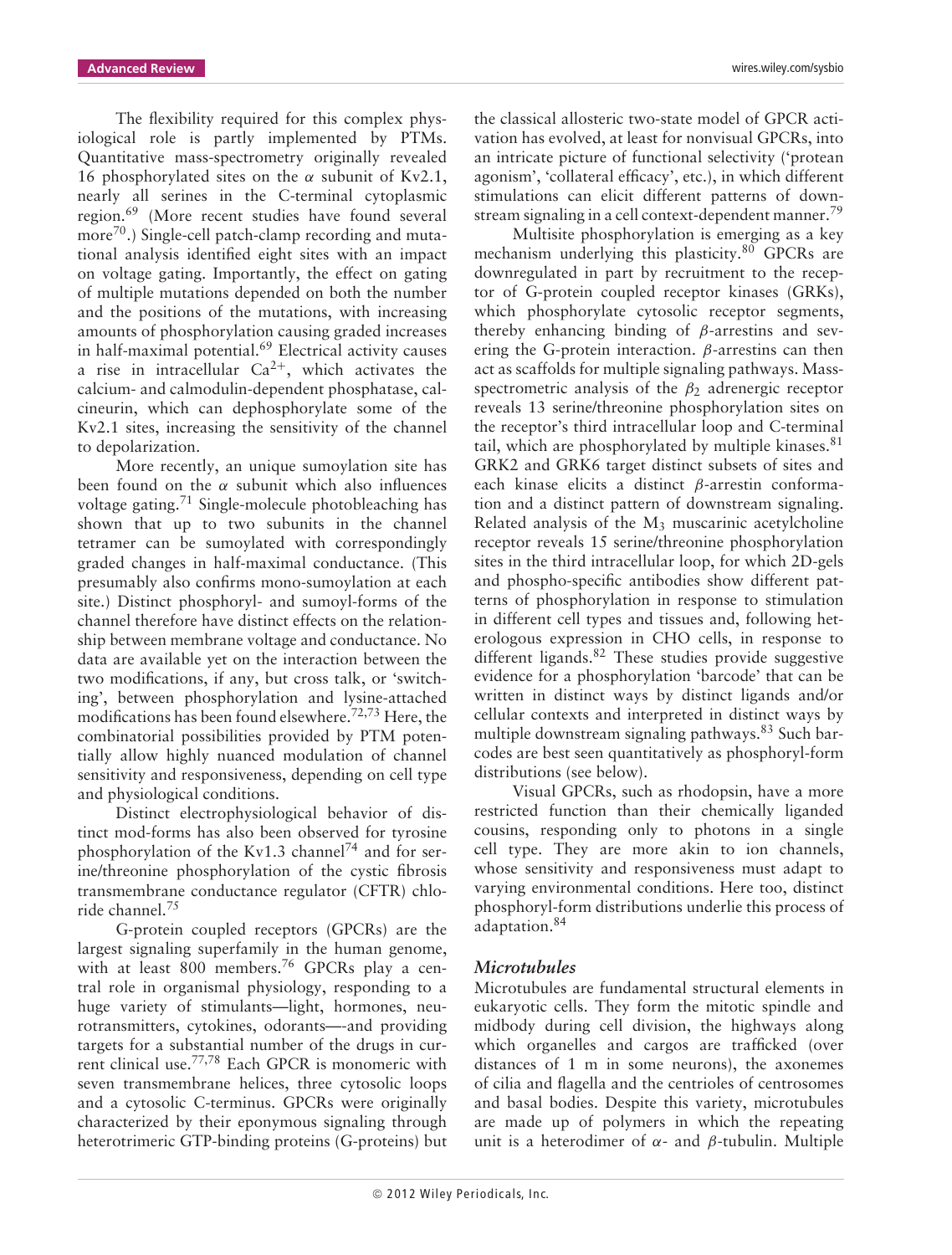The flexibility required for this complex physiological role is partly implemented by PTMs. Quantitative mass-spectrometry originally revealed 16 phosphorylated sites on the $\alpha$ subunit of Kv2.1, nearly all serines in the C-terminal cytoplasmic region.[69] (More recent studies have found several more[70].) Single-cell patch-clamp recording and mutational analysis identified eight sites with an impact on voltage gating. Importantly, the effect on gating of multiple mutations depended on both the number and the positions of the mutations, with increasing amounts of phosphorylation causing graded increases in half-maximal potential.[69] Electrical activity causes a rise in intracellular $Ca^{2+}$, which activates the calcium- and calmodulin-dependent phosphatase, calcineurin, which can dephosphorylate some of the Kv2.1 sites, increasing the sensitivity of the channel to depolarization.

More recently, an unique sumoylation site has been found on the $\alpha$ subunit which also influences voltage gating.[71] Single-molecule photobleaching has shown that up to two subunits in the channel tetramer can be sumoylated with correspondingly graded changes in half-maximal conductance. (This presumably also confirms mono-sumoylation at each site.) Distinct phosphoryl- and sumoyl-forms of the channel therefore have distinct effects on the relationship between membrane voltage and conductance. No data are available yet on the interaction between the two modifications, if any, but cross talk, or 'switching', between phosphorylation and lysine-attached modifications has been found elsewhere.[72,73] Here, the combinatorial possibilities provided by PTM potentially allow highly nuanced modulation of channel sensitivity and responsiveness, depending on cell type and physiological conditions.

Distinct electrophysiological behavior of distinct mod-forms has also been observed for tyrosine phosphorylation of the Kv1.3 channel[74] and for serine/threonine phosphorylation of the cystic fibrosis transmembrane conductance regulator (CFTR) chloride channel.[75]

G-protein coupled receptors (GPCRs) are the largest signaling superfamily in the human genome, with at least 800 members.[76] GPCRs play a central role in organismal physiology, responding to a huge variety of stimulants—light, hormones, neurotransmitters, cytokines, odorants—-and providing targets for a substantial number of the drugs in current clinical use.[77,78] Each GPCR is monomeric with seven transmembrane helices, three cytosolic loops and a cytosolic C-terminus. GPCRs were originally characterized by their eponymous signaling through heterotrimeric GTP-binding proteins (G-proteins) but the classical allosteric two-state model of GPCR activation has evolved, at least for nonvisual GPCRs, into an intricate picture of functional selectivity ('protean agonism', 'collateral efficacy', etc.), in which different stimulations can elicit different patterns of downstream signaling in a cell context-dependent manner.[79]

Multisite phosphorylation is emerging as a key mechanism underlying this plasticity.[80] GPCRs are downregulated in part by recruitment to the receptor of G-protein coupled receptor kinases (GRKs), which phosphorylate cytosolic receptor segments, thereby enhancing binding of $\beta$-arrestins and severing the G-protein interaction. $\beta$-arrestins can then act as scaffolds for multiple signaling pathways. Mass-spectrometric analysis of the $\beta_2$ adrenergic receptor reveals 13 serine/threonine phosphorylation sites on the receptor's third intracellular loop and C-terminal tail, which are phosphorylated by multiple kinases.[81] GRK2 and GRK6 target distinct subsets of sites and each kinase elicits a distinct $\beta$-arrestin conformation and a distinct pattern of downstream signaling. Related analysis of the $M_3$ muscarinic acetylcholine receptor reveals 15 serine/threonine phosphorylation sites in the third intracellular loop, for which 2D-gels and phospho-specific antibodies show different patterns of phosphorylation in response to stimulation in different cell types and tissues and, following heterologous expression in CHO cells, in response to different ligands.[82] These studies provide suggestive evidence for a phosphorylation 'barcode' that can be written in distinct ways by distinct ligands and/or cellular contexts and interpreted in distinct ways by multiple downstream signaling pathways.[83] Such barcodes are best seen quantitatively as phosphoryl-form distributions (see below).

Visual GPCRs, such as rhodopsin, have a more restricted function than their chemically liganded cousins, responding only to photons in a single cell type. They are more akin to ion channels, whose sensitivity and responsiveness must adapt to varying environmental conditions. Here too, distinct phosphoryl-form distributions underlie this process of adaptation.[84]

### *Microtubules*

Microtubules are fundamental structural elements in eukaryotic cells. They form the mitotic spindle and midbody during cell division, the highways along which organelles and cargos are trafficked (over distances of 1 m in some neurons), the axonemes of cilia and flagella and the centrioles of centrosomes and basal bodies. Despite this variety, microtubules are made up of polymers in which the repeating unit is a heterodimer of $\alpha$- and $\beta$-tubulin. Multiple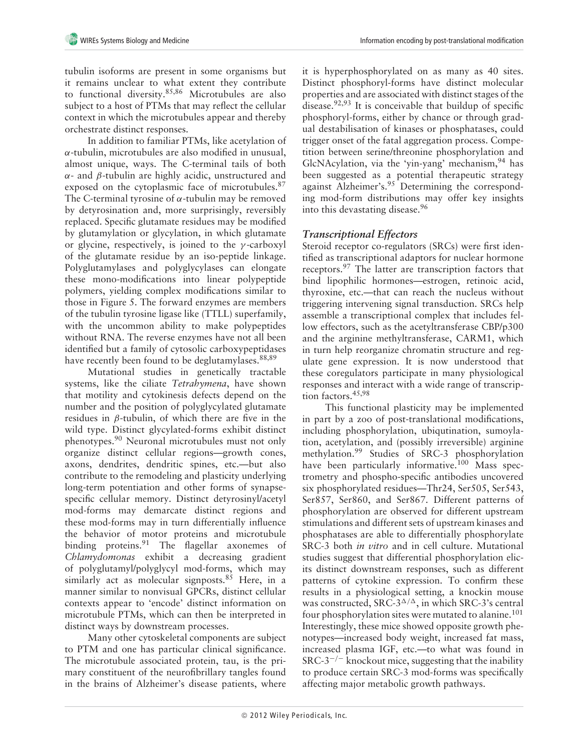tubulin isoforms are present in some organisms but it remains unclear to what extent they contribute to functional diversity.[85,86] Microtubules are also subject to a host of PTMs that may reflect the cellular context in which the microtubules appear and thereby orchestrate distinct responses.

In addition to familiar PTMs, like acetylation of $\alpha$-tubulin, microtubules are also modified in unusual, almost unique, ways. The C-terminal tails of both $\alpha$- and $\beta$-tubulin are highly acidic, unstructured and exposed on the cytoplasmic face of microtubules.[87] The C-terminal tyrosine of $\alpha$-tubulin may be removed by detyrosination and, more surprisingly, reversibly replaced. Specific glutamate residues may be modified by glutamylation or glycylation, in which glutamate or glycine, respectively, is joined to the $\gamma$-carboxyl of the glutamate residue by an iso-peptide linkage. Polyglutamylases and polyglycylases can elongate these mono-modifications into linear polypeptide polymers, yielding complex modifications similar to those in Figure 5. The forward enzymes are members of the tubulin tyrosine ligase like (TTLL) superfamily, with the uncommon ability to make polypeptides without RNA. The reverse enzymes have not all been identified but a family of cytosolic carboxypeptidases have recently been found to be deglutamylases.[88,89]

Mutational studies in genetically tractable systems, like the ciliate *Tetrahymena*, have shown that motility and cytokinesis defects depend on the number and the position of polyglycylated glutamate residues in $\beta$-tubulin, of which there are five in the wild type. Distinct glycylated-forms exhibit distinct phenotypes.[90] Neuronal microtubules must not only organize distinct cellular regions—growth cones, axons, dendrites, dendritic spines, etc.—but also contribute to the remodeling and plasticity underlying long-term potentiation and other forms of synapse-specific cellular memory. Distinct detyrosinyl/acetyl mod-forms may demarcate distinct regions and these mod-forms may in turn differentially influence the behavior of motor proteins and microtubule binding proteins.[91] The flagellar axonemes of *Chlamydomonas* exhibit a decreasing gradient of polyglutamyl/polyglycyl mod-forms, which may similarly act as molecular signposts.[85] Here, in a manner similar to nonvisual GPCRs, distinct cellular contexts appear to 'encode' distinct information on microtubule PTMs, which can then be interpreted in distinct ways by downstream processes.

Many other cytoskeletal components are subject to PTM and one has particular clinical significance. The microtubule associated protein, tau, is the primary constituent of the neurofibrillary tangles found in the brains of Alzheimer's disease patients, where it is hyperphosphorylated on as many as 40 sites. Distinct phosphoryl-forms have distinct molecular properties and are associated with distinct stages of the disease.[92,93] It is conceivable that buildup of specific phosphoryl-forms, either by chance or through gradual destabilisation of kinases or phosphatases, could trigger onset of the fatal aggregation process. Competition between serine/threonine phosphorylation and GlcNAcylation, via the 'yin-yang' mechanism,[94] has been suggested as a potential therapeutic strategy against Alzheimer's.[95] Determining the corresponding mod-form distributions may offer key insights into this devastating disease.[96]

### *Transcriptional Effectors*

Steroid receptor co-regulators (SRCs) were first identified as transcriptional adaptors for nuclear hormone receptors.[97] The latter are transcription factors that bind lipophilic hormones—estrogen, retinoic acid, thyroxine, etc.—that can reach the nucleus without triggering intervening signal transduction. SRCs help assemble a transcriptional complex that includes fellow effectors, such as the acetyltransferase CBP/p300 and the arginine methyltransferase, CARM1, which in turn help reorganize chromatin structure and regulate gene expression. It is now understood that these coregulators participate in many physiological responses and interact with a wide range of transcription factors.[45,98]

This functional plasticity may be implemented in part by a zoo of post-translational modifications, including phosphorylation, ubiqutination, sumoylation, acetylation, and (possibly irreversible) arginine methylation.[99] Studies of SRC-3 phosphorylation have been particularly informative.[100] Mass spectrometry and phospho-specific antibodies uncovered six phosphorylated residues—Thr24, Ser505, Ser543, Ser857, Ser860, and Ser867. Different patterns of phosphorylation are observed for different upstream stimulations and different sets of upstream kinases and phosphatases are able to differentially phosphorylate SRC-3 both *in vitro* and in cell culture. Mutational studies suggest that differential phosphorylation elicits distinct downstream responses, such as different patterns of cytokine expression. To confirm these results in a physiological setting, a knockin mouse was constructed, SRC-$3^{\Delta/\Delta}$, in which SRC-3's central four phosphorylation sites were mutated to alanine.[101] Interestingly, these mice showed opposite growth phenotypes—increased body weight, increased fat mass, increased plasma IGF, etc.—to what was found in SRC-$3^{-/-}$ knockout mice, suggesting that the inability to produce certain SRC-3 mod-forms was specifically affecting major metabolic growth pathways.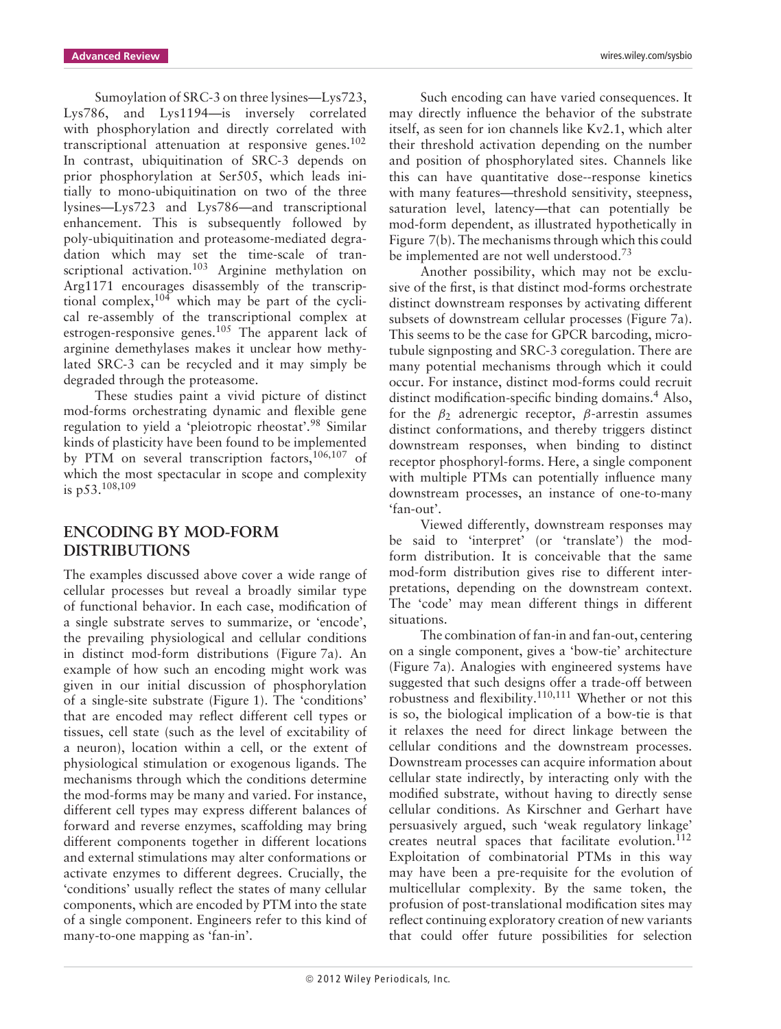Sumoylation of SRC-3 on three lysines—Lys723, Lys786, and Lys1194—is inversely correlated with phosphorylation and directly correlated with transcriptional attenuation at responsive genes.[102] In contrast, ubiquitination of SRC-3 depends on prior phosphorylation at Ser505, which leads initially to mono-ubiquitination on two of the three lysines—Lys723 and Lys786—and transcriptional enhancement. This is subsequently followed by poly-ubiquitination and proteasome-mediated degradation which may set the time-scale of transcriptional activation.[103] Arginine methylation on Arg1171 encourages disassembly of the transcriptional complex,[104] which may be part of the cyclical re-assembly of the transcriptional complex at estrogen-responsive genes.[105] The apparent lack of arginine demethylases makes it unclear how methylated SRC-3 can be recycled and it may simply be degraded through the proteasome.

These studies paint a vivid picture of distinct mod-forms orchestrating dynamic and flexible gene regulation to yield a 'pleiotropic rheostat'.[98] Similar kinds of plasticity have been found to be implemented by PTM on several transcription factors,[106,107] of which the most spectacular in scope and complexity is p53.[108,109]

## ENCODING BY MOD-FORM DISTRIBUTIONS

The examples discussed above cover a wide range of cellular processes but reveal a broadly similar type of functional behavior. In each case, modification of a single substrate serves to summarize, or 'encode', the prevailing physiological and cellular conditions in distinct mod-form distributions (Figure 7a). An example of how such an encoding might work was given in our initial discussion of phosphorylation of a single-site substrate (Figure 1). The 'conditions' that are encoded may reflect different cell types or tissues, cell state (such as the level of excitability of a neuron), location within a cell, or the extent of physiological stimulation or exogenous ligands. The mechanisms through which the conditions determine the mod-forms may be many and varied. For instance, different cell types may express different balances of forward and reverse enzymes, scaffolding may bring different components together in different locations and external stimulations may alter conformations or activate enzymes to different degrees. Crucially, the 'conditions' usually reflect the states of many cellular components, which are encoded by PTM into the state of a single component. Engineers refer to this kind of many-to-one mapping as 'fan-in'.

Such encoding can have varied consequences. It may directly influence the behavior of the substrate itself, as seen for ion channels like Kv2.1, which alter their threshold activation depending on the number and position of phosphorylated sites. Channels like this can have quantitative dose--response kinetics with many features—threshold sensitivity, steepness, saturation level, latency—that can potentially be mod-form dependent, as illustrated hypothetically in Figure 7(b). The mechanisms through which this could be implemented are not well understood.[73]

Another possibility, which may not be exclusive of the first, is that distinct mod-forms orchestrate distinct downstream responses by activating different subsets of downstream cellular processes (Figure 7a). This seems to be the case for GPCR barcoding, microtubule signposting and SRC-3 coregulation. There are many potential mechanisms through which it could occur. For instance, distinct mod-forms could recruit distinct modification-specific binding domains.[4] Also, for the $\beta_2$ adrenergic receptor, $\beta$-arrestin assumes distinct conformations, and thereby triggers distinct downstream responses, when binding to distinct receptor phosphoryl-forms. Here, a single component with multiple PTMs can potentially influence many downstream processes, an instance of one-to-many 'fan-out'.

Viewed differently, downstream responses may be said to 'interpret' (or 'translate') the mod-form distribution. It is conceivable that the same mod-form distribution gives rise to different interpretations, depending on the downstream context. The 'code' may mean different things in different situations.

The combination of fan-in and fan-out, centering on a single component, gives a 'bow-tie' architecture (Figure 7a). Analogies with engineered systems have suggested that such designs offer a trade-off between robustness and flexibility.[110,111] Whether or not this is so, the biological implication of a bow-tie is that it relaxes the need for direct linkage between the cellular conditions and the downstream processes. Downstream processes can acquire information about cellular state indirectly, by interacting only with the modified substrate, without having to directly sense cellular conditions. As Kirschner and Gerhart have persuasively argued, such 'weak regulatory linkage' creates neutral spaces that facilitate evolution.[112] Exploitation of combinatorial PTMs in this way may have been a pre-requisite for the evolution of multicellular complexity. By the same token, the profusion of post-translational modification sites may reflect continuing exploratory creation of new variants that could offer future possibilities for selection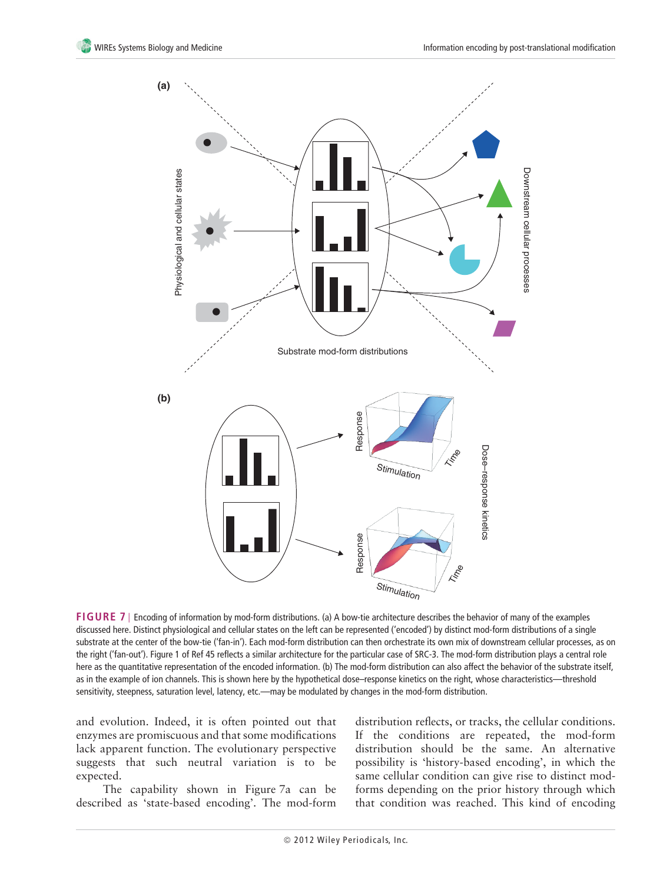**FIGURE 7** | Encoding of information by mod-form distributions. (a) A bow-tie architecture describes the behavior of many of the examples discussed here. Distinct physiological and cellular states on the left can be represented ('encoded') by distinct mod-form distributions of a single substrate at the center of the bow-tie ('fan-in'). Each mod-form distribution can then orchestrate its own mix of downstream cellular processes, as on the right ('fan-out'). Figure 1 of Ref 45 reflects a similar architecture for the particular case of SRC-3. The mod-form distribution plays a central role here as the quantitative representation of the encoded information. (b) The mod-form distribution can also affect the behavior of the substrate itself, as in the example of ion channels. This is shown here by the hypothetical dose–response kinetics on the right, whose characteristics—threshold sensitivity, steepness, saturation level, latency, etc.—may be modulated by changes in the mod-form distribution.

and evolution. Indeed, it is often pointed out that enzymes are promiscuous and that some modifications lack apparent function. The evolutionary perspective suggests that such neutral variation is to be expected.

The capability shown in Figure 7a can be described as 'state-based encoding'. The mod-form distribution reflects, or tracks, the cellular conditions. If the conditions are repeated, the mod-form distribution should be the same. An alternative possibility is 'history-based encoding', in which the same cellular condition can give rise to distinct mod-forms depending on the prior history through which that condition was reached. This kind of encoding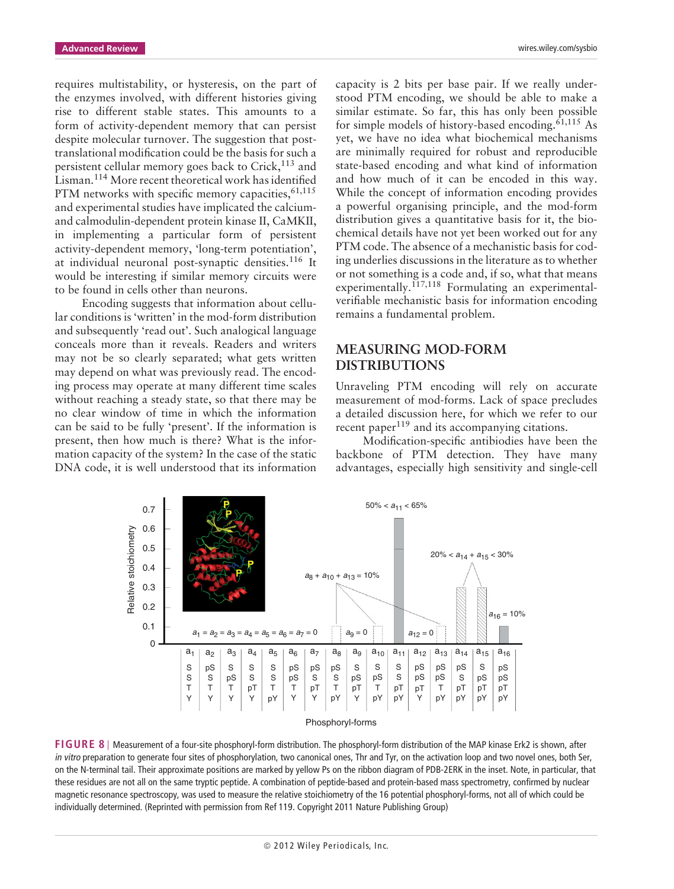requires multistability, or hysteresis, on the part of the enzymes involved, with different histories giving rise to different stable states. This amounts to a form of activity-dependent memory that can persist despite molecular turnover. The suggestion that post-translational modification could be the basis for such a persistent cellular memory goes back to Crick,[113] and Lisman.[114] More recent theoretical work has identified PTM networks with specific memory capacities,[61,115] and experimental studies have implicated the calcium- and calmodulin-dependent protein kinase II, CaMKII, in implementing a particular form of persistent activity-dependent memory, 'long-term potentiation', at individual neuronal post-synaptic densities.[116] It would be interesting if similar memory circuits were to be found in cells other than neurons.

Encoding suggests that information about cellular conditions is 'written' in the mod-form distribution and subsequently 'read out'. Such analogical language conceals more than it reveals. Readers and writers may not be so clearly separated; what gets written may depend on what was previously read. The encoding process may operate at many different time scales without reaching a steady state, so that there may be no clear window of time in which the information can be said to be fully 'present'. If the information is present, then how much is there? What is the information capacity of the system? In the case of the static DNA code, it is well understood that its information capacity is 2 bits per base pair. If we really understood PTM encoding, we should be able to make a similar estimate. So far, this has only been possible for simple models of history-based encoding.[61,115] As yet, we have no idea what biochemical mechanisms are minimally required for robust and reproducible state-based encoding and what kind of information and how much of it can be encoded in this way. While the concept of information encoding provides a powerful organising principle, and the mod-form distribution gives a quantitative basis for it, the biochemical details have not yet been worked out for any PTM code. The absence of a mechanistic basis for coding underlies discussions in the literature as to whether or not something is a code and, if so, what that means experimentally.[117,118] Formulating an experimental-verifiable mechanistic basis for information encoding remains a fundamental problem.

## MEASURING MOD-FORM DISTRIBUTIONS

Unraveling PTM encoding will rely on accurate measurement of mod-forms. Lack of space precludes a detailed discussion here, for which we refer to our recent paper[119] and its accompanying citations.

Modification-specific antibiodies have been the backbone of PTM detection. They have many advantages, especially high sensitivity and single-cell

**FIGURE 8** | Measurement of a four-site phosphoryl-form distribution. The phosphoryl-form distribution of the MAP kinase Erk2 is shown, after *in vitro* preparation to generate four sites of phosphorylation, two canonical ones, Thr and Tyr, on the activation loop and two novel ones, both Ser, on the N-terminal tail. Their approximate positions are marked by yellow Ps on the ribbon diagram of PDB-2ERK in the inset. Note, in particular, that these residues are not all on the same tryptic peptide. A combination of peptide-based and protein-based mass spectrometry, confirmed by nuclear magnetic resonance spectroscopy, was used to measure the relative stoichiometry of the 16 potential phosphoryl-forms, not all of which could be individually determined. (Reprinted with permission from Ref 119. Copyright 2011 Nature Publishing Group)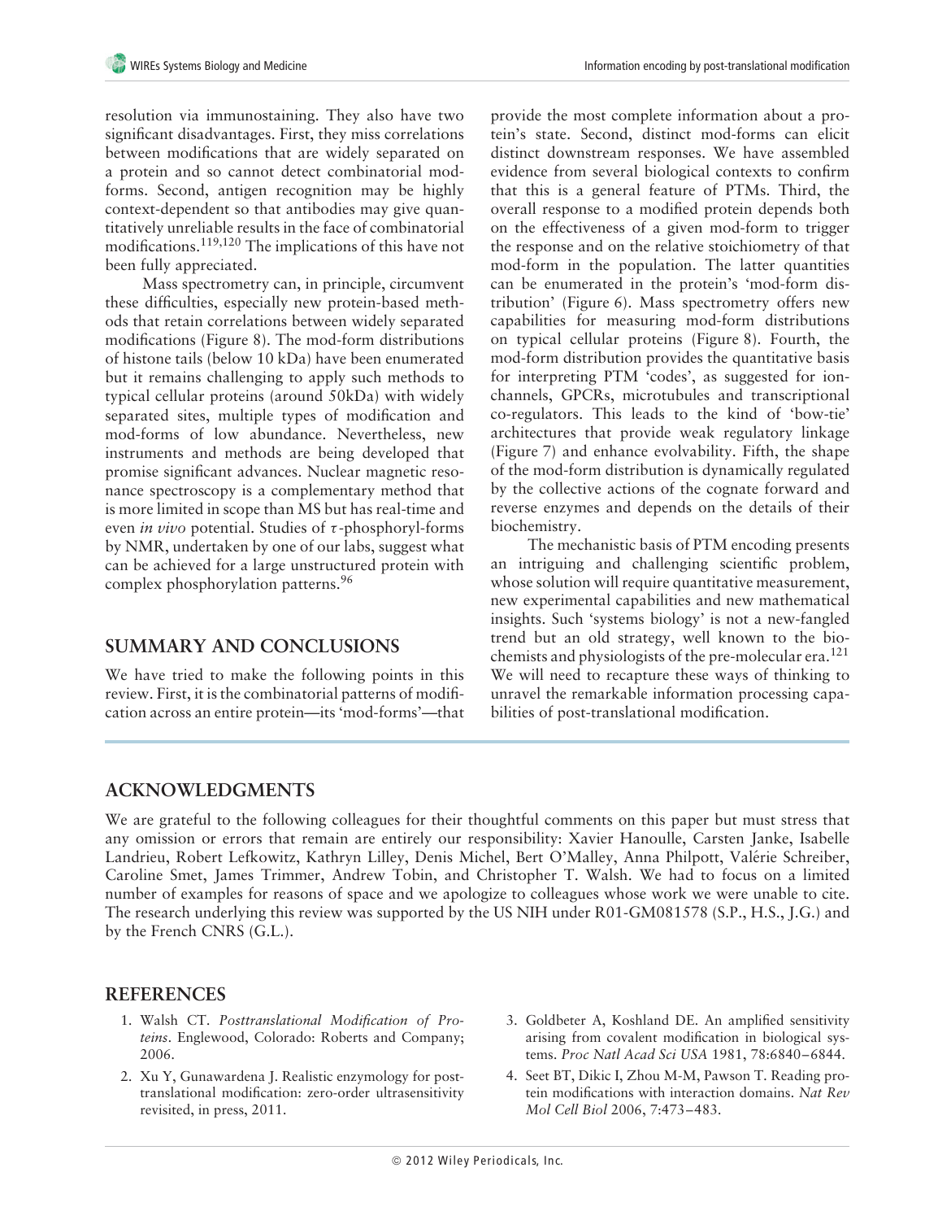resolution via immunostaining. They also have two significant disadvantages. First, they miss correlations between modifications that are widely separated on a protein and so cannot detect combinatorial mod-forms. Second, antigen recognition may be highly context-dependent so that antibodies may give quantitatively unreliable results in the face of combinatorial modifications.[119,120] The implications of this have not been fully appreciated.

Mass spectrometry can, in principle, circumvent these difficulties, especially new protein-based methods that retain correlations between widely separated modifications (Figure 8). The mod-form distributions of histone tails (below 10 kDa) have been enumerated but it remains challenging to apply such methods to typical cellular proteins (around 50kDa) with widely separated sites, multiple types of modification and mod-forms of low abundance. Nevertheless, new instruments and methods are being developed that promise significant advances. Nuclear magnetic resonance spectroscopy is a complementary method that is more limited in scope than MS but has real-time and even *in vivo* potential. Studies of $\tau$-phosphoryl-forms by NMR, undertaken by one of our labs, suggest what can be achieved for a large unstructured protein with complex phosphorylation patterns.[96]

## SUMMARY AND CONCLUSIONS

We have tried to make the following points in this review. First, it is the combinatorial patterns of modification across an entire protein—its 'mod-forms'—that provide the most complete information about a protein's state. Second, distinct mod-forms can elicit distinct downstream responses. We have assembled evidence from several biological contexts to confirm that this is a general feature of PTMs. Third, the overall response to a modified protein depends both on the effectiveness of a given mod-form to trigger the response and on the relative stoichiometry of that mod-form in the population. The latter quantities can be enumerated in the protein's 'mod-form distribution' (Figure 6). Mass spectrometry offers new capabilities for measuring mod-form distributions on typical cellular proteins (Figure 8). Fourth, the mod-form distribution provides the quantitative basis for interpreting PTM 'codes', as suggested for ion-channels, GPCRs, microtubules and transcriptional co-regulators. This leads to the kind of 'bow-tie' architectures that provide weak regulatory linkage (Figure 7) and enhance evolvability. Fifth, the shape of the mod-form distribution is dynamically regulated by the collective actions of the cognate forward and reverse enzymes and depends on the details of their biochemistry.

The mechanistic basis of PTM encoding presents an intriguing and challenging scientific problem, whose solution will require quantitative measurement, new experimental capabilities and new mathematical insights. Such 'systems biology' is not a new-fangled trend but an old strategy, well known to the biochemists and physiologists of the pre-molecular era.[121] We will need to recapture these ways of thinking to unravel the remarkable information processing capabilities of post-translational modification.

## ACKNOWLEDGMENTS

We are grateful to the following colleagues for their thoughtful comments on this paper but must stress that any omission or errors that remain are entirely our responsibility: Xavier Hanoulle, Carsten Janke, Isabelle Landrieu, Robert Lefkowitz, Kathryn Lilley, Denis Michel, Bert O'Malley, Anna Philpott, Valérie Schreiber, Caroline Smet, James Trimmer, Andrew Tobin, and Christopher T. Walsh. We had to focus on a limited number of examples for reasons of space and we apologize to colleagues whose work we were unable to cite. The research underlying this review was supported by the US NIH under R01-GM081578 (S.P., H.S., J.G.) and by the French CNRS (G.L.).

## REFERENCES

1. Walsh CT. *Posttranslational Modification of Proteins*. Englewood, Colorado: Roberts and Company; 2006.
2. Xu Y, Gunawardena J. Realistic enzymology for post-translational modification: zero-order ultrasensitivity revisited, in press, 2011.
3. Goldbeter A, Koshland DE. An amplified sensitivity arising from covalent modification in biological systems. *Proc Natl Acad Sci USA* 1981, 78:6840–6844.
4. Seet BT, Dikic I, Zhou M-M, Pawson T. Reading protein modifications with interaction domains. *Nat Rev Mol Cell Biol* 2006, 7:473–483.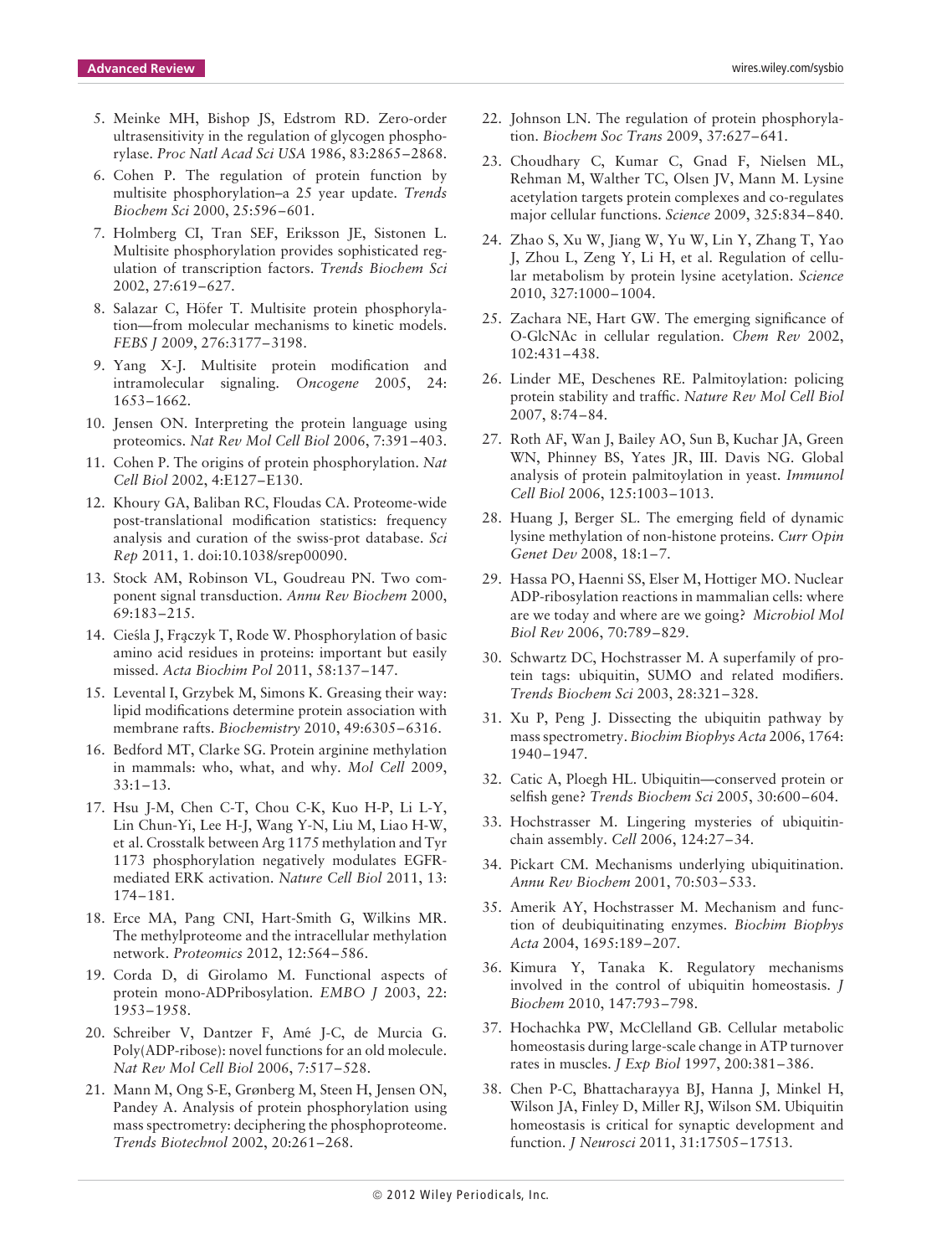5. Meinke MH, Bishop JS, Edstrom RD. Zero-order ultrasensitivity in the regulation of glycogen phosphorylase. *Proc Natl Acad Sci USA* 1986, 83:2865–2868.
6. Cohen P. The regulation of protein function by multisite phosphorylation–a 25 year update. *Trends Biochem Sci* 2000, 25:596–601.
7. Holmberg CI, Tran SEF, Eriksson JE, Sistonen L. Multisite phosphorylation provides sophisticated regulation of transcription factors. *Trends Biochem Sci* 2002, 27:619–627.
8. Salazar C, Höfer T. Multisite protein phosphorylation—from molecular mechanisms to kinetic models. *FEBS J* 2009, 276:3177–3198.
9. Yang X-J. Multisite protein modification and intramolecular signaling. *Oncogene* 2005, 24: 1653–1662.
10. Jensen ON. Interpreting the protein language using proteomics. *Nat Rev Mol Cell Biol* 2006, 7:391–403.
11. Cohen P. The origins of protein phosphorylation. *Nat Cell Biol* 2002, 4:E127–E130.
12. Khoury GA, Baliban RC, Floudas CA. Proteome-wide post-translational modification statistics: frequency analysis and curation of the swiss-prot database. *Sci Rep* 2011, 1. doi:10.1038/srep00090.
13. Stock AM, Robinson VL, Goudreau PN. Two component signal transduction. *Annu Rev Biochem* 2000, 69:183–215.
14. Cieśla J, Frączyk T, Rode W. Phosphorylation of basic amino acid residues in proteins: important but easily missed. *Acta Biochim Pol* 2011, 58:137–147.
15. Levental I, Grzybek M, Simons K. Greasing their way: lipid modifications determine protein association with membrane rafts. *Biochemistry* 2010, 49:6305–6316.
16. Bedford MT, Clarke SG. Protein arginine methylation in mammals: who, what, and why. *Mol Cell* 2009, 33:1–13.
17. Hsu J-M, Chen C-T, Chou C-K, Kuo H-P, Li L-Y, Lin Chun-Yi, Lee H-J, Wang Y-N, Liu M, Liao H-W, et al. Crosstalk between Arg 1175 methylation and Tyr 1173 phosphorylation negatively modulates EGFR-mediated ERK activation. *Nature Cell Biol* 2011, 13: 174–181.
18. Erce MA, Pang CNI, Hart-Smith G, Wilkins MR. The methylproteome and the intracellular methylation network. *Proteomics* 2012, 12:564–586.
19. Corda D, di Girolamo M. Functional aspects of protein mono-ADPribosylation. *EMBO J* 2003, 22: 1953–1958.
20. Schreiber V, Dantzer F, Amé J-C, de Murcia G. Poly(ADP-ribose): novel functions for an old molecule. *Nat Rev Mol Cell Biol* 2006, 7:517–528.
21. Mann M, Ong S-E, Grønberg M, Steen H, Jensen ON, Pandey A. Analysis of protein phosphorylation using mass spectrometry: deciphering the phosphoproteome. *Trends Biotechnol* 2002, 20:261–268.
22. Johnson LN. The regulation of protein phosphorylation. *Biochem Soc Trans* 2009, 37:627–641.
23. Choudhary C, Kumar C, Gnad F, Nielsen ML, Rehman M, Walther TC, Olsen JV, Mann M. Lysine acetylation targets protein complexes and co-regulates major cellular functions. *Science* 2009, 325:834–840.
24. Zhao S, Xu W, Jiang W, Yu W, Lin Y, Zhang T, Yao J, Zhou L, Zeng Y, Li H, et al. Regulation of cellular metabolism by protein lysine acetylation. *Science* 2010, 327:1000–1004.
25. Zachara NE, Hart GW. The emerging significance of O-GlcNAc in cellular regulation. *Chem Rev* 2002, 102:431–438.
26. Linder ME, Deschenes RE. Palmitoylation: policing protein stability and traffic. *Nature Rev Mol Cell Biol* 2007, 8:74–84.
27. Roth AF, Wan J, Bailey AO, Sun B, Kuchar JA, Green WN, Phinney BS, Yates JR, III. Davis NG. Global analysis of protein palmitoylation in yeast. *Immunol Cell Biol* 2006, 125:1003–1013.
28. Huang J, Berger SL. The emerging field of dynamic lysine methylation of non-histone proteins. *Curr Opin Genet Dev* 2008, 18:1–7.
29. Hassa PO, Haenni SS, Elser M, Hottiger MO. Nuclear ADP-ribosylation reactions in mammalian cells: where are we today and where are we going? *Microbiol Mol Biol Rev* 2006, 70:789–829.
30. Schwartz DC, Hochstrasser M. A superfamily of protein tags: ubiquitin, SUMO and related modifiers. *Trends Biochem Sci* 2003, 28:321–328.
31. Xu P, Peng J. Dissecting the ubiquitin pathway by mass spectrometry. *Biochim Biophys Acta* 2006, 1764: 1940–1947.
32. Catic A, Ploegh HL. Ubiquitin—conserved protein or selfish gene? *Trends Biochem Sci* 2005, 30:600–604.
33. Hochstrasser M. Lingering mysteries of ubiquitin-chain assembly. *Cell* 2006, 124:27–34.
34. Pickart CM. Mechanisms underlying ubiquitination. *Annu Rev Biochem* 2001, 70:503–533.
35. Amerik AY, Hochstrasser M. Mechanism and function of deubiquitinating enzymes. *Biochim Biophys Acta* 2004, 1695:189–207.
36. Kimura Y, Tanaka K. Regulatory mechanisms involved in the control of ubiquitin homeostasis. *J Biochem* 2010, 147:793–798.
37. Hochachka PW, McClelland GB. Cellular metabolic homeostasis during large-scale change in ATP turnover rates in muscles. *J Exp Biol* 1997, 200:381–386.
38. Chen P-C, Bhattacharayya BJ, Hanna J, Minkel H, Wilson JA, Finley D, Miller RJ, Wilson SM. Ubiquitin homeostasis is critical for synaptic development and function. *J Neurosci* 2011, 31:17505–17513.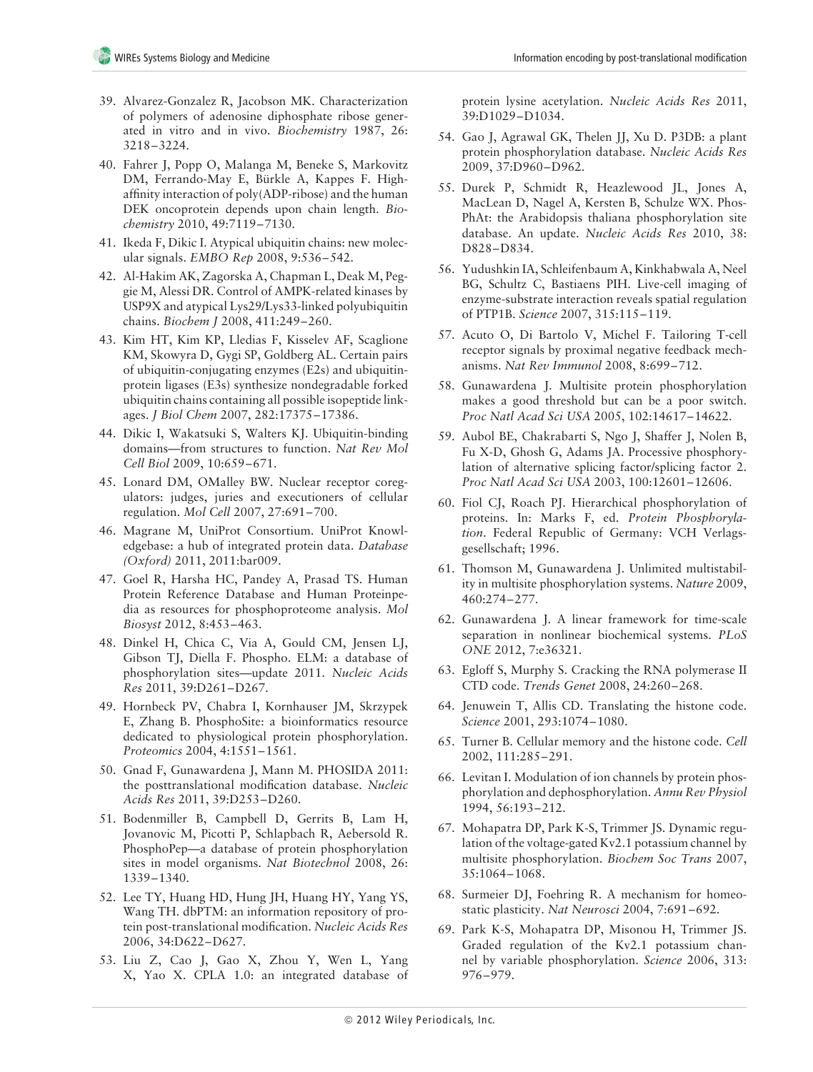39. Alvarez-Gonzalez R, Jacobson MK. Characterization of polymers of adenosine diphosphate ribose generated in vitro and in vivo. *Biochemistry* 1987, 26: 3218–3224.

40. Fahrer J, Popp O, Malanga M, Beneke S, Markovitz DM, Ferrando-May E, Bürkle A, Kappes F. High-affinity interaction of poly(ADP-ribose) and the human DEK oncoprotein depends upon chain length. *Biochemistry* 2010, 49:7119–7130.

41. Ikeda F, Dikic I. Atypical ubiquitin chains: new molecular signals. *EMBO Rep* 2008, 9:536–542.

42. Al-Hakim AK, Zagorska A, Chapman L, Deak M, Peggie M, Alessi DR. Control of AMPK-related kinases by USP9X and atypical Lys29/Lys33-linked polyubiquitin chains. *Biochem J* 2008, 411:249–260.

43. Kim HT, Kim KP, Lledias F, Kisselev AF, Scaglione KM, Skowyra D, Gygi SP, Goldberg AL. Certain pairs of ubiquitin-conjugating enzymes (E2s) and ubiquitin-protein ligases (E3s) synthesize nondegradable forked ubiquitin chains containing all possible isopeptide linkages. *J Biol Chem* 2007, 282:17375–17386.

44. Dikic I, Wakatsuki S, Walters KJ. Ubiquitin-binding domains—from structures to function. *Nat Rev Mol Cell Biol* 2009, 10:659–671.

45. Lonard DM, OMalley BW. Nuclear receptor coregulators: judges, juries and executioners of cellular regulation. *Mol Cell* 2007, 27:691–700.

46. Magrane M, UniProt Consortium. UniProt Knowledgebase: a hub of integrated protein data. *Database (Oxford)* 2011, 2011:bar009.

47. Goel R, Harsha HC, Pandey A, Prasad TS. Human Protein Reference Database and Human Proteinpedia as resources for phosphoproteome analysis. *Mol Biosyst* 2012, 8:453–463.

48. Dinkel H, Chica C, Via A, Gould CM, Jensen LJ, Gibson TJ, Diella F. Phospho. ELM: a database of phosphorylation sites—update 2011. *Nucleic Acids Res* 2011, 39:D261–D267.

49. Hornbeck PV, Chabra I, Kornhauser JM, Skrzypek E, Zhang B. PhosphoSite: a bioinformatics resource dedicated to physiological protein phosphorylation. *Proteomics* 2004, 4:1551–1561.

50. Gnad F, Gunawardena J, Mann M. PHOSIDA 2011: the posttranslational modification database. *Nucleic Acids Res* 2011, 39:D253–D260.

51. Bodenmiller B, Campbell D, Gerrits B, Lam H, Jovanovic M, Picotti P, Schlapbach R, Aebersold R. PhosphoPep—a database of protein phosphorylation sites in model organisms. *Nat Biotechnol* 2008, 26: 1339–1340.

52. Lee TY, Huang HD, Hung JH, Huang HY, Yang YS, Wang TH. dbPTM: an information repository of protein post-translational modification. *Nucleic Acids Res* 2006, 34:D622–D627.

53. Liu Z, Cao J, Gao X, Zhou Y, Wen L, Yang X, Yao X. CPLA 1.0: an integrated database of protein lysine acetylation. *Nucleic Acids Res* 2011, 39:D1029–D1034.

54. Gao J, Agrawal GK, Thelen JJ, Xu D. P3DB: a plant protein phosphorylation database. *Nucleic Acids Res* 2009, 37:D960–D962.

55. Durek P, Schmidt R, Heazlewood JL, Jones A, MacLean D, Nagel A, Kersten B, Schulze WX. PhosPhAt: the Arabidopsis thaliana phosphorylation site database. An update. *Nucleic Acids Res* 2010, 38: D828–D834.

56. Yudushkin IA, Schleifenbaum A, Kinkhabwala A, Neel BG, Schultz C, Bastiaens PIH. Live-cell imaging of enzyme-substrate interaction reveals spatial regulation of PTP1B. *Science* 2007, 315:115–119.

57. Acuto O, Di Bartolo V, Michel F. Tailoring T-cell receptor signals by proximal negative feedback mechanisms. *Nat Rev Immunol* 2008, 8:699–712.

58. Gunawardena J. Multisite protein phosphorylation makes a good threshold but can be a poor switch. *Proc Natl Acad Sci USA* 2005, 102:14617–14622.

59. Aubol BE, Chakrabarti S, Ngo J, Shaffer J, Nolen B, Fu X-D, Ghosh G, Adams JA. Processive phosphorylation of alternative splicing factor/splicing factor 2. *Proc Natl Acad Sci USA* 2003, 100:12601–12606.

60. Fiol CJ, Roach PJ. Hierarchical phosphorylation of proteins. In: Marks F, ed. *Protein Phosphorylation*. Federal Republic of Germany: VCH Verlagsgesellschaft; 1996.

61. Thomson M, Gunawardena J. Unlimited multistability in multisite phosphorylation systems. *Nature* 2009, 460:274–277.

62. Gunawardena J. A linear framework for time-scale separation in nonlinear biochemical systems. *PLoS ONE* 2012, 7:e36321.

63. Egloff S, Murphy S. Cracking the RNA polymerase II CTD code. *Trends Genet* 2008, 24:260–268.

64. Jenuwein T, Allis CD. Translating the histone code. *Science* 2001, 293:1074–1080.

65. Turner B. Cellular memory and the histone code. *Cell* 2002, 111:285–291.

66. Levitan I. Modulation of ion channels by protein phosphorylation and dephosphorylation. *Annu Rev Physiol* 1994, 56:193–212.

67. Mohapatra DP, Park K-S, Trimmer JS. Dynamic regulation of the voltage-gated Kv2.1 potassium channel by multisite phosphorylation. *Biochem Soc Trans* 2007, 35:1064–1068.

68. Surmeier DJ, Foehring R. A mechanism for homeostatic plasticity. *Nat Neurosci* 2004, 7:691–692.

69. Park K-S, Mohapatra DP, Misonou H, Trimmer JS. Graded regulation of the Kv2.1 potassium channel by variable phosphorylation. *Science* 2006, 313: 976–979.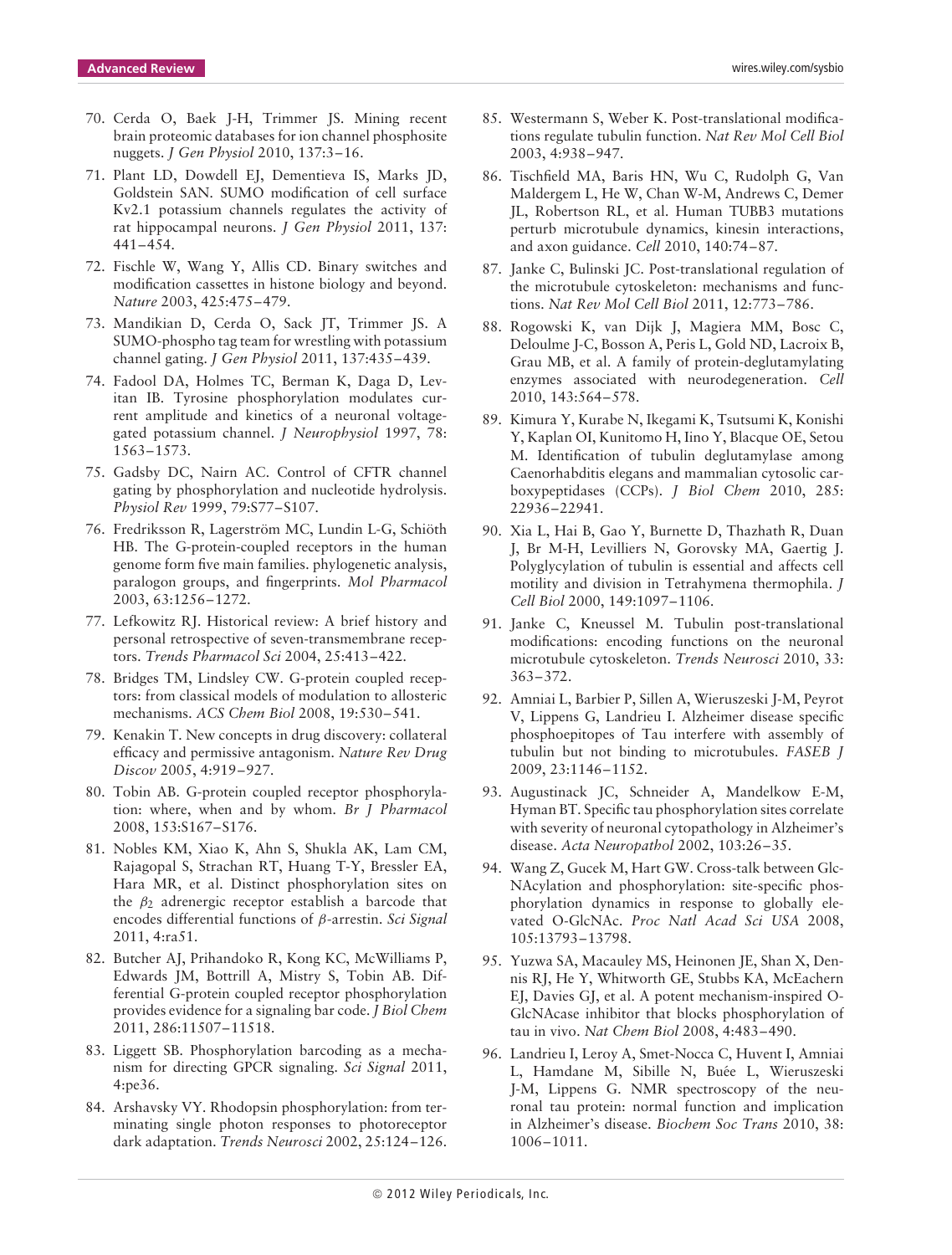70. Cerda O, Baek J-H, Trimmer JS. Mining recent brain proteomic databases for ion channel phosphosite nuggets. *J Gen Physiol* 2010, 137:3–16.

71. Plant LD, Dowdell EJ, Dementieva IS, Marks JD, Goldstein SAN. SUMO modification of cell surface Kv2.1 potassium channels regulates the activity of rat hippocampal neurons. *J Gen Physiol* 2011, 137: 441–454.

72. Fischle W, Wang Y, Allis CD. Binary switches and modification cassettes in histone biology and beyond. *Nature* 2003, 425:475–479.

73. Mandikian D, Cerda O, Sack JT, Trimmer JS. A SUMO-phospho tag team for wrestling with potassium channel gating. *J Gen Physiol* 2011, 137:435–439.

74. Fadool DA, Holmes TC, Berman K, Daga D, Levitan IB. Tyrosine phosphorylation modulates current amplitude and kinetics of a neuronal voltage-gated potassium channel. *J Neurophysiol* 1997, 78: 1563–1573.

75. Gadsby DC, Nairn AC. Control of CFTR channel gating by phosphorylation and nucleotide hydrolysis. *Physiol Rev* 1999, 79:S77–S107.

76. Fredriksson R, Lagerström MC, Lundin L-G, Schiöth HB. The G-protein-coupled receptors in the human genome form five main families. phylogenetic analysis, paralogon groups, and fingerprints. *Mol Pharmacol* 2003, 63:1256–1272.

77. Lefkowitz RJ. Historical review: A brief history and personal retrospective of seven-transmembrane receptors. *Trends Pharmacol Sci* 2004, 25:413–422.

78. Bridges TM, Lindsley CW. G-protein coupled receptors: from classical models of modulation to allosteric mechanisms. *ACS Chem Biol* 2008, 19:530–541.

79. Kenakin T. New concepts in drug discovery: collateral efficacy and permissive antagonism. *Nature Rev Drug Discov* 2005, 4:919–927.

80. Tobin AB. G-protein coupled receptor phosphorylation: where, when and by whom. *Br J Pharmacol* 2008, 153:S167–S176.

81. Nobles KM, Xiao K, Ahn S, Shukla AK, Lam CM, Rajagopal S, Strachan RT, Huang T-Y, Bressler EA, Hara MR, et al. Distinct phosphorylation sites on the $\beta_2$ adrenergic receptor establish a barcode that encodes differential functions of $\beta$-arrestin. *Sci Signal* 2011, 4:ra51.

82. Butcher AJ, Prihandoko R, Kong KC, McWilliams P, Edwards JM, Bottrill A, Mistry S, Tobin AB. Differential G-protein coupled receptor phosphorylation provides evidence for a signaling bar code. *J Biol Chem* 2011, 286:11507–11518.

83. Liggett SB. Phosphorylation barcoding as a mechanism for directing GPCR signaling. *Sci Signal* 2011, 4:pe36.

84. Arshavsky VY. Rhodopsin phosphorylation: from terminating single photon responses to photoreceptor dark adaptation. *Trends Neurosci* 2002, 25:124–126.

85. Westermann S, Weber K. Post-translational modifications regulate tubulin function. *Nat Rev Mol Cell Biol* 2003, 4:938–947.

86. Tischfield MA, Baris HN, Wu C, Rudolph G, Van Maldergem L, He W, Chan W-M, Andrews C, Demer JL, Robertson RL, et al. Human TUBB3 mutations perturb microtubule dynamics, kinesin interactions, and axon guidance. *Cell* 2010, 140:74–87.

87. Janke C, Bulinski JC. Post-translational regulation of the microtubule cytoskeleton: mechanisms and functions. *Nat Rev Mol Cell Biol* 2011, 12:773–786.

88. Rogowski K, van Dijk J, Magiera MM, Bosc C, Deloulme J-C, Bosson A, Peris L, Gold ND, Lacroix B, Grau MB, et al. A family of protein-deglutamylating enzymes associated with neurodegeneration. *Cell* 2010, 143:564–578.

89. Kimura Y, Kurabe N, Ikegami K, Tsutsumi K, Konishi Y, Kaplan OI, Kunitomo H, Iino Y, Blacque OE, Setou M. Identification of tubulin deglutamylase among Caenorhabditis elegans and mammalian cytosolic carboxypeptidases (CCPs). *J Biol Chem* 2010, 285: 22936–22941.

90. Xia L, Hai B, Gao Y, Burnette D, Thazhath R, Duan J, Br M-H, Levilliers N, Gorovsky MA, Gaertig J. Polyglycylation of tubulin is essential and affects cell motility and division in Tetrahymena thermophila. *J Cell Biol* 2000, 149:1097–1106.

91. Janke C, Kneussel M. Tubulin post-translational modifications: encoding functions on the neuronal microtubule cytoskeleton. *Trends Neurosci* 2010, 33: 363–372.

92. Amniai L, Barbier P, Sillen A, Wieruszeski J-M, Peyrot V, Lippens G, Landrieu I. Alzheimer disease specific phosphoepitopes of Tau interfere with assembly of tubulin but not binding to microtubules. *FASEB J* 2009, 23:1146–1152.

93. Augustinack JC, Schneider A, Mandelkow E-M, Hyman BT. Specific tau phosphorylation sites correlate with severity of neuronal cytopathology in Alzheimer's disease. *Acta Neuropathol* 2002, 103:26–35.

94. Wang Z, Gucek M, Hart GW. Cross-talk between GlcNAcylation and phosphorylation: site-specific phosphorylation dynamics in response to globally elevated O-GlcNAc. *Proc Natl Acad Sci USA* 2008, 105:13793–13798.

95. Yuzwa SA, Macauley MS, Heinonen JE, Shan X, Dennis RJ, He Y, Whitworth GE, Stubbs KA, McEachern EJ, Davies GJ, et al. A potent mechanism-inspired O-GlcNAcase inhibitor that blocks phosphorylation of tau in vivo. *Nat Chem Biol* 2008, 4:483–490.

96. Landrieu I, Leroy A, Smet-Nocca C, Huvent I, Amniai L, Hamdane M, Sibille N, Buée L, Wieruszeski J-M, Lippens G. NMR spectroscopy of the neuronal tau protein: normal function and implication in Alzheimer's disease. *Biochem Soc Trans* 2010, 38: 1006–1011.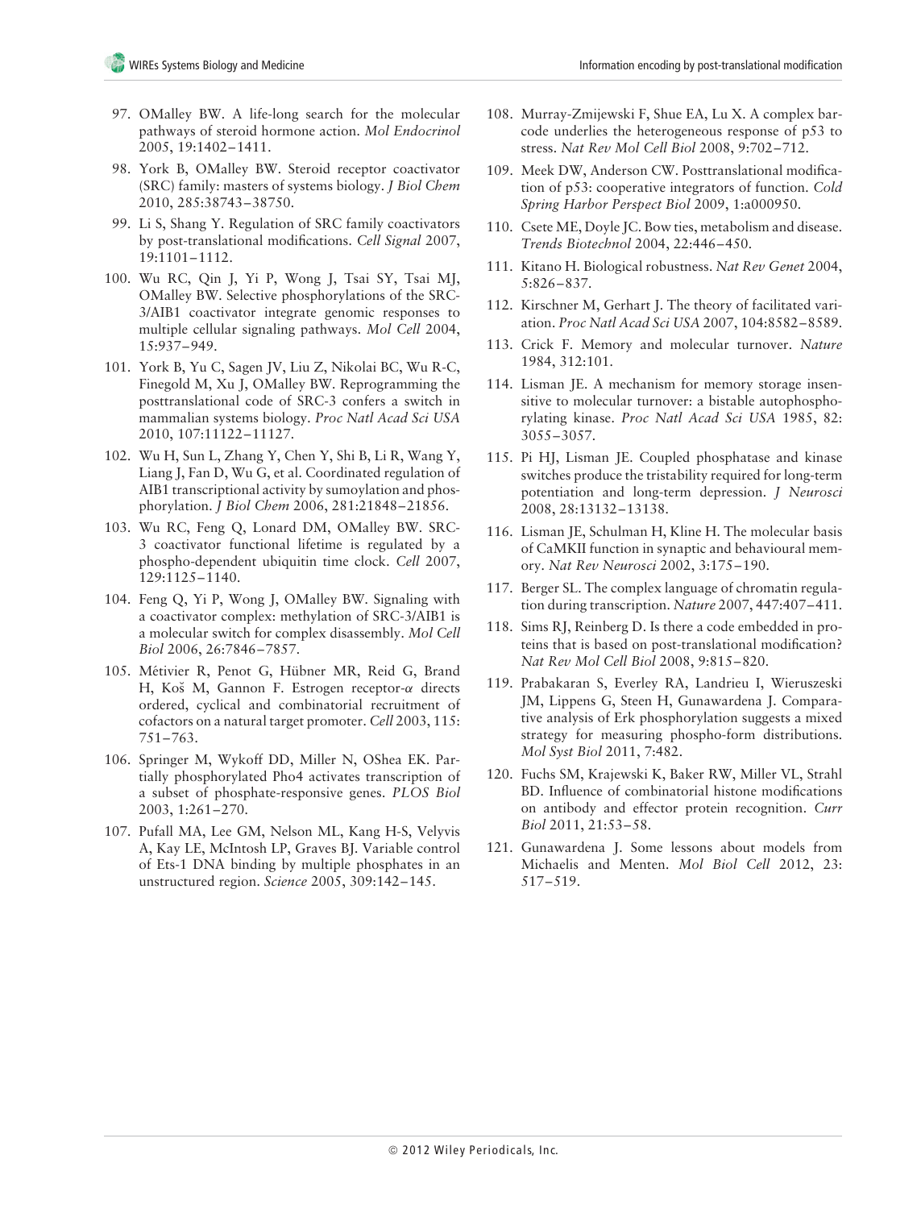97. OMalley BW. A life-long search for the molecular pathways of steroid hormone action. *Mol Endocrinol* 2005, 19:1402–1411.
98. York B, OMalley BW. Steroid receptor coactivator (SRC) family: masters of systems biology. *J Biol Chem* 2010, 285:38743–38750.
99. Li S, Shang Y. Regulation of SRC family coactivators by post-translational modifications. *Cell Signal* 2007, 19:1101–1112.
100. Wu RC, Qin J, Yi P, Wong J, Tsai SY, Tsai MJ, OMalley BW. Selective phosphorylations of the SRC-3/AIB1 coactivator integrate genomic responses to multiple cellular signaling pathways. *Mol Cell* 2004, 15:937–949.
101. York B, Yu C, Sagen JV, Liu Z, Nikolai BC, Wu R-C, Finegold M, Xu J, OMalley BW. Reprogramming the posttranslational code of SRC-3 confers a switch in mammalian systems biology. *Proc Natl Acad Sci USA* 2010, 107:11122–11127.
102. Wu H, Sun L, Zhang Y, Chen Y, Shi B, Li R, Wang Y, Liang J, Fan D, Wu G, et al. Coordinated regulation of AIB1 transcriptional activity by sumoylation and phosphorylation. *J Biol Chem* 2006, 281:21848–21856.
103. Wu RC, Feng Q, Lonard DM, OMalley BW. SRC-3 coactivator functional lifetime is regulated by a phospho-dependent ubiquitin time clock. *Cell* 2007, 129:1125–1140.
104. Feng Q, Yi P, Wong J, OMalley BW. Signaling with a coactivator complex: methylation of SRC-3/AIB1 is a molecular switch for complex disassembly. *Mol Cell Biol* 2006, 26:7846–7857.
105. Métivier R, Penot G, Hübner MR, Reid G, Brand H, Koš M, Gannon F. Estrogen receptor-$\alpha$ directs ordered, cyclical and combinatorial recruitment of cofactors on a natural target promoter. *Cell* 2003, 115: 751–763.
106. Springer M, Wykoff DD, Miller N, OShea EK. Partially phosphorylated Pho4 activates transcription of a subset of phosphate-responsive genes. *PLOS Biol* 2003, 1:261–270.
107. Pufall MA, Lee GM, Nelson ML, Kang H-S, Velyvis A, Kay LE, McIntosh LP, Graves BJ. Variable control of Ets-1 DNA binding by multiple phosphates in an unstructured region. *Science* 2005, 309:142–145.
108. Murray-Zmijewski F, Shue EA, Lu X. A complex barcode underlies the heterogeneous response of p53 to stress. *Nat Rev Mol Cell Biol* 2008, 9:702–712.
109. Meek DW, Anderson CW. Posttranslational modification of p53: cooperative integrators of function. *Cold Spring Harbor Perspect Biol* 2009, 1:a000950.
110. Csete ME, Doyle JC. Bow ties, metabolism and disease. *Trends Biotechnol* 2004, 22:446–450.
111. Kitano H. Biological robustness. *Nat Rev Genet* 2004, 5:826–837.
112. Kirschner M, Gerhart J. The theory of facilitated variation. *Proc Natl Acad Sci USA* 2007, 104:8582–8589.
113. Crick F. Memory and molecular turnover. *Nature* 1984, 312:101.
114. Lisman JE. A mechanism for memory storage insensitive to molecular turnover: a bistable autophosphorylating kinase. *Proc Natl Acad Sci USA* 1985, 82: 3055–3057.
115. Pi HJ, Lisman JE. Coupled phosphatase and kinase switches produce the tristability required for long-term potentiation and long-term depression. *J Neurosci* 2008, 28:13132–13138.
116. Lisman JE, Schulman H, Kline H. The molecular basis of CaMKII function in synaptic and behavioural memory. *Nat Rev Neurosci* 2002, 3:175–190.
117. Berger SL. The complex language of chromatin regulation during transcription. *Nature* 2007, 447:407–411.
118. Sims RJ, Reinberg D. Is there a code embedded in proteins that is based on post-translational modification? *Nat Rev Mol Cell Biol* 2008, 9:815–820.
119. Prabakaran S, Everley RA, Landrieu I, Wieruszeski JM, Lippens G, Steen H, Gunawardena J. Comparative analysis of Erk phosphorylation suggests a mixed strategy for measuring phospho-form distributions. *Mol Syst Biol* 2011, 7:482.
120. Fuchs SM, Krajewski K, Baker RW, Miller VL, Strahl BD. Influence of combinatorial histone modifications on antibody and effector protein recognition. *Curr Biol* 2011, 21:53–58.
121. Gunawardena J. Some lessons about models from Michaelis and Menten. *Mol Biol Cell* 2012, 23: 517–519.